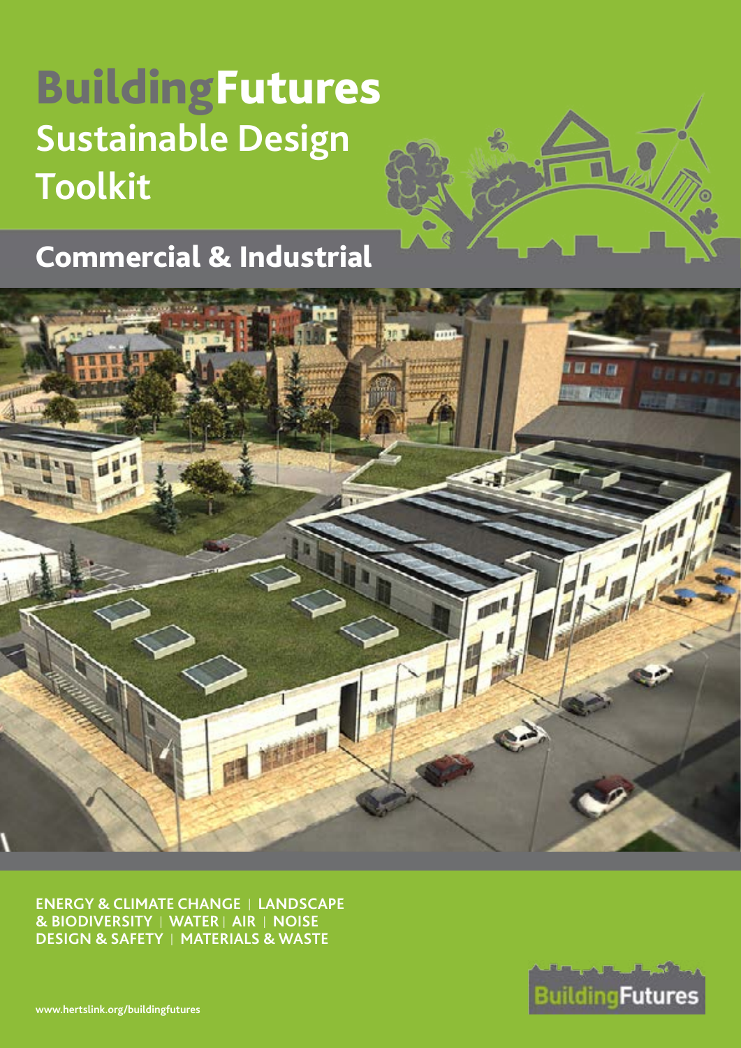# BuildingFutures

## Sustainable Design Toolkit

## Commercial & Industrial

ENERGY & CLIMATE CHANGE | LANDSCAPE & BIODIVERSITY | WATER | AIR | NOISE DESIGN & SAFETY | MATERIALS & WASTE

www.hertslink.org/buildingfutures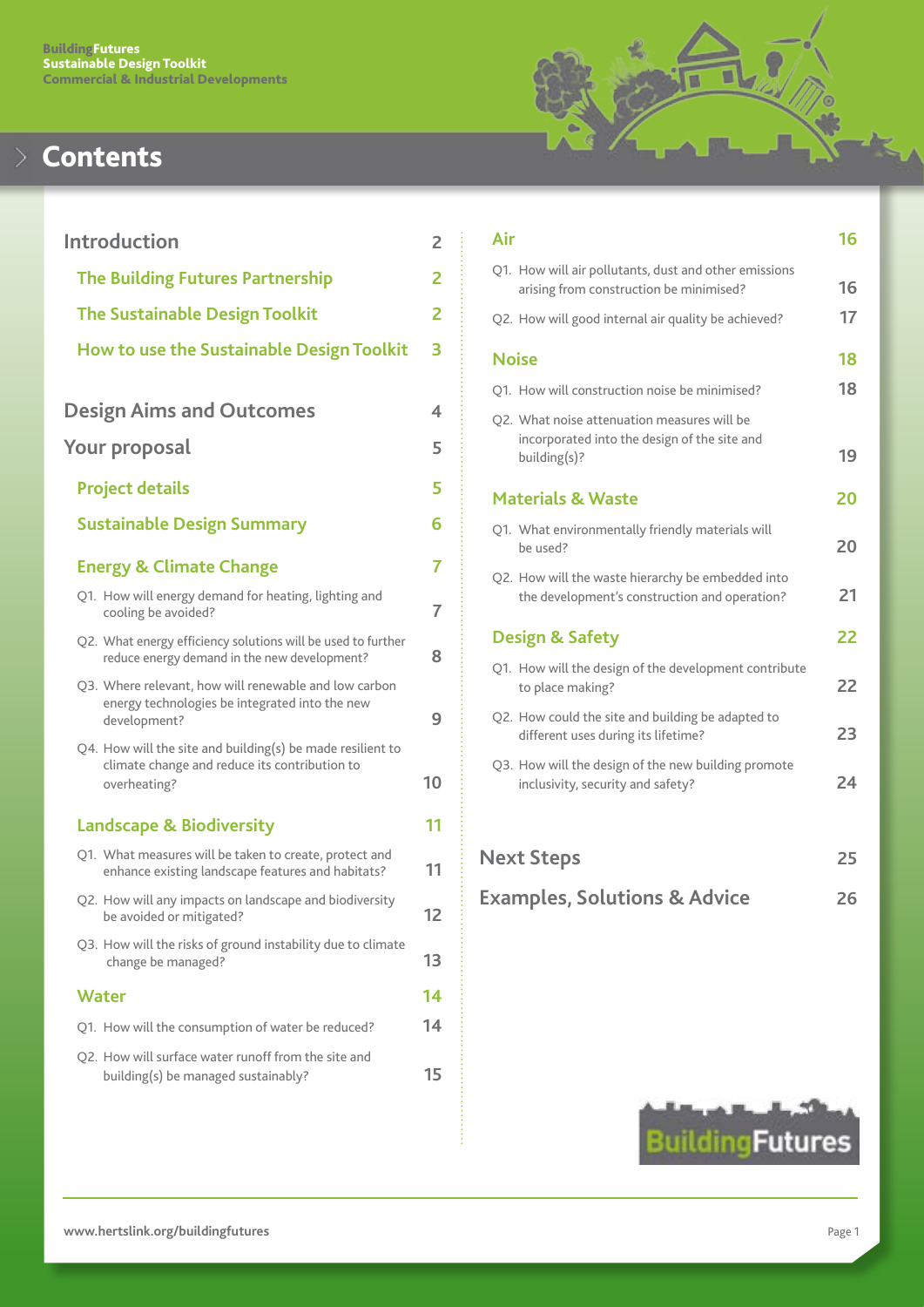# Contents

| | |
|---|---|
| **Introduction** | 2 |
| The Building Futures Partnership | 2 |
| The Sustainable Design Toolkit | 2 |
| How to use the Sustainable Design Toolkit | 3 |
| **Design Aims and Outcomes** | 4 |
| **Your proposal** | 5 |
| Project details | 5 |
| Sustainable Design Summary | 6 |
| **Energy & Climate Change** | 7 |
| Q1. How will energy demand for heating, lighting and cooling be avoided? | 7 |
| Q2. What energy efficiency solutions will be used to further reduce energy demand in the new development? | 8 |
| Q3. Where relevant, how will renewable and low carbon energy technologies be integrated into the new development? | 9 |
| Q4. How will the site and building(s) be made resilient to climate change and reduce its contribution to overheating? | 10 |
| **Landscape & Biodiversity** | 11 |
| Q1. What measures will be taken to create, protect and enhance existing landscape features and habitats? | 11 |
| Q2. How will any impacts on landscape and biodiversity be avoided or mitigated? | 12 |
| Q3. How will the risks of ground instability due to climate change be managed? | 13 |
| **Water** | 14 |
| Q1. How will the consumption of water be reduced? | 14 |
| Q2. How will surface water runoff from the site and building(s) be managed sustainably? | 15 |
| **Air** | 16 |
| Q1. How will air pollutants, dust and other emissions arising from construction be minimised? | 16 |
| Q2. How will good internal air quality be achieved? | 17 |
| **Noise** | 18 |
| Q1. How will construction noise be minimised? | 18 |
| Q2. What noise attenuation measures will be incorporated into the design of the site and building(s)? | 19 |
| **Materials & Waste** | 20 |
| Q1. What environmentally friendly materials will be used? | 20 |
| Q2. How will the waste hierarchy be embedded into the development's construction and operation? | 21 |
| **Design & Safety** | 22 |
| Q1. How will the design of the development contribute to place making? | 22 |
| Q2. How could the site and building be adapted to different uses during its lifetime? | 23 |
| Q3. How will the design of the new building promote inclusivity, security and safety? | 24 |
| **Next Steps** | 25 |
| **Examples, Solutions & Advice** | 26 |

www.hertslink.org/buildingfutures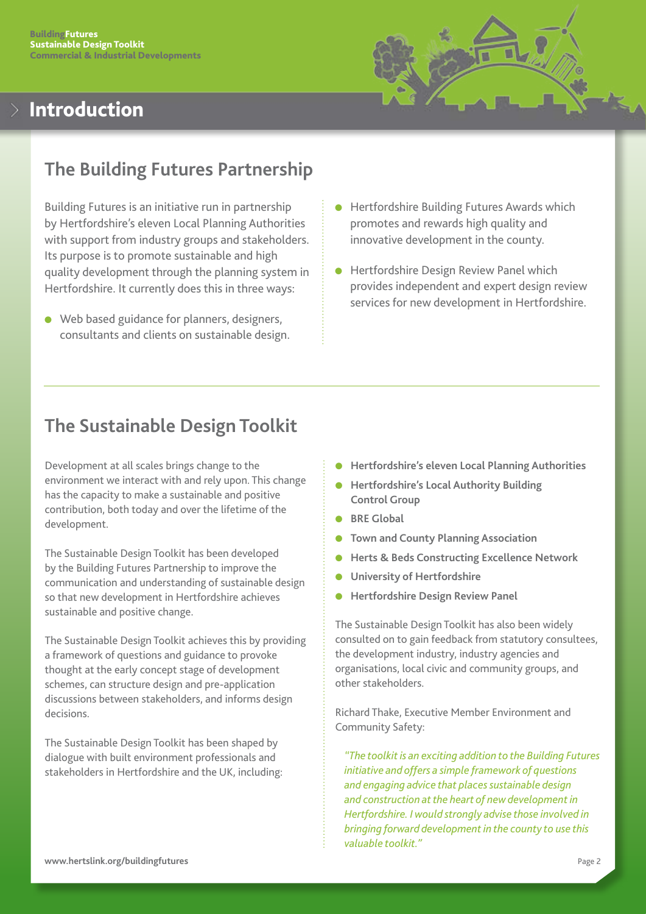# Introduction

## The Building Futures Partnership

Building Futures is an initiative run in partnership by Hertfordshire's eleven Local Planning Authorities with support from industry groups and stakeholders. Its purpose is to promote sustainable and high quality development through the planning system in Hertfordshire. It currently does this in three ways:

- Web based guidance for planners, designers, consultants and clients on sustainable design.
- Hertfordshire Building Futures Awards which promotes and rewards high quality and innovative development in the county.
- Hertfordshire Design Review Panel which provides independent and expert design review services for new development in Hertfordshire.

## The Sustainable Design Toolkit

Development at all scales brings change to the environment we interact with and rely upon. This change has the capacity to make a sustainable and positive contribution, both today and over the lifetime of the development.

The Sustainable Design Toolkit has been developed by the Building Futures Partnership to improve the communication and understanding of sustainable design so that new development in Hertfordshire achieves sustainable and positive change.

The Sustainable Design Toolkit achieves this by providing a framework of questions and guidance to provoke thought at the early concept stage of development schemes, can structure design and pre-application discussions between stakeholders, and informs design decisions.

The Sustainable Design Toolkit has been shaped by dialogue with built environment professionals and stakeholders in Hertfordshire and the UK, including:

- **Hertfordshire's eleven Local Planning Authorities**
- **Hertfordshire's Local Authority Building Control Group**
- **BRE Global**
- **Town and County Planning Association**
- **Herts & Beds Constructing Excellence Network**
- **University of Hertfordshire**
- **Hertfordshire Design Review Panel**

The Sustainable Design Toolkit has also been widely consulted on to gain feedback from statutory consultees, the development industry, industry agencies and organisations, local civic and community groups, and other stakeholders.

Richard Thake, Executive Member Environment and Community Safety:

*"The toolkit is an exciting addition to the Building Futures initiative and offers a simple framework of questions and engaging advice that places sustainable design and construction at the heart of new development in Hertfordshire. I would strongly advise those involved in bringing forward development in the county to use this valuable toolkit."*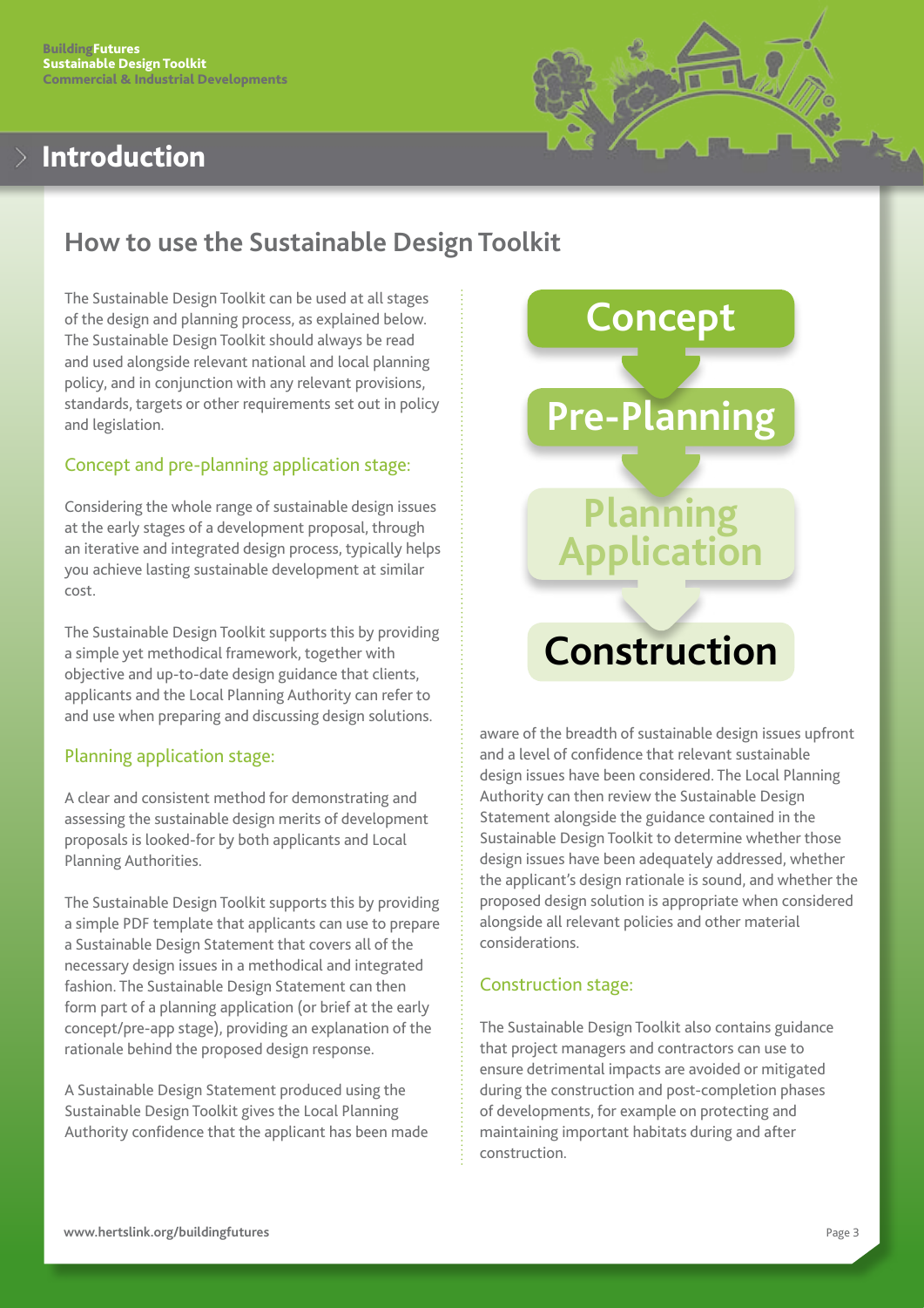# Introduction

## How to use the Sustainable Design Toolkit

The Sustainable Design Toolkit can be used at all stages of the design and planning process, as explained below. The Sustainable Design Toolkit should always be read and used alongside relevant national and local planning policy, and in conjunction with any relevant provisions, standards, targets or other requirements set out in policy and legislation.

### Concept and pre-planning application stage:

Considering the whole range of sustainable design issues at the early stages of a development proposal, through an iterative and integrated design process, typically helps you achieve lasting sustainable development at similar cost.

The Sustainable Design Toolkit supports this by providing a simple yet methodical framework, together with objective and up-to-date design guidance that clients, applicants and the Local Planning Authority can refer to and use when preparing and discussing design solutions.

### Planning application stage:

A clear and consistent method for demonstrating and assessing the sustainable design merits of development proposals is looked-for by both applicants and Local Planning Authorities.

The Sustainable Design Toolkit supports this by providing a simple PDF template that applicants can use to prepare a Sustainable Design Statement that covers all of the necessary design issues in a methodical and integrated fashion. The Sustainable Design Statement can then form part of a planning application (or brief at the early concept/pre-app stage), providing an explanation of the rationale behind the proposed design response.

A Sustainable Design Statement produced using the Sustainable Design Toolkit gives the Local Planning Authority confidence that the applicant has been made aware of the breadth of sustainable design issues upfront and a level of confidence that relevant sustainable design issues have been considered. The Local Planning Authority can then review the Sustainable Design Statement alongside the guidance contained in the Sustainable Design Toolkit to determine whether those design issues have been adequately addressed, whether the applicant's design rationale is sound, and whether the proposed design solution is appropriate when considered alongside all relevant policies and other material considerations.

Concept → Pre-Planning → Planning Application → Construction

### Construction stage:

The Sustainable Design Toolkit also contains guidance that project managers and contractors can use to ensure detrimental impacts are avoided or mitigated during the construction and post-completion phases of developments, for example on protecting and maintaining important habitats during and after construction.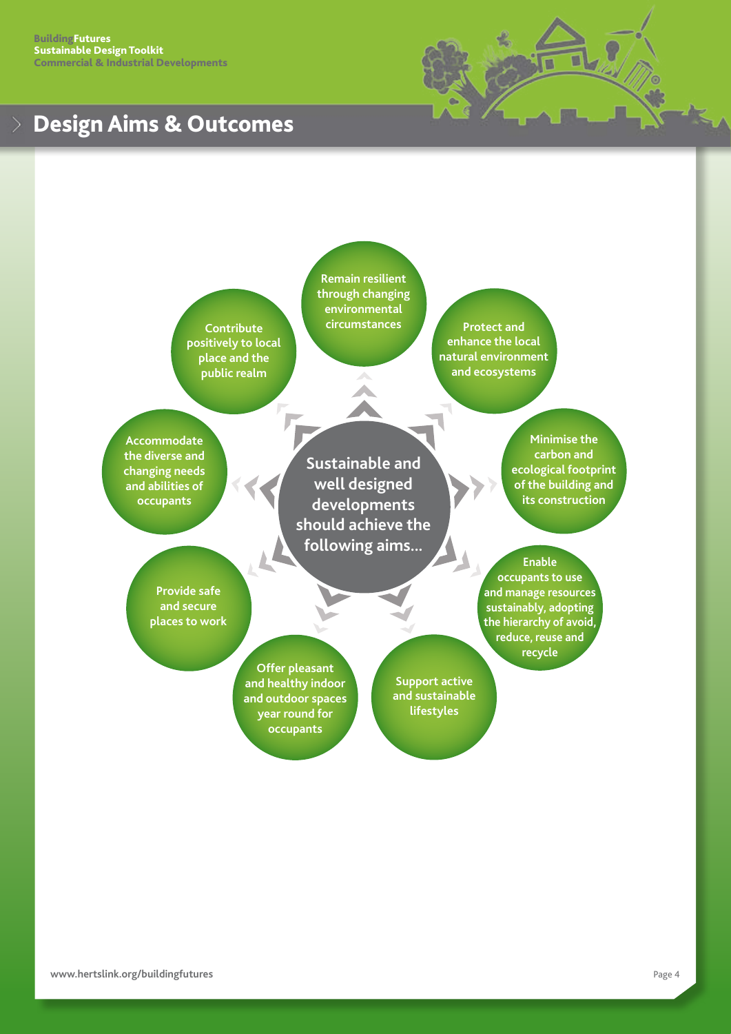# Design Aims & Outcomes

**Sustainable and well designed developments should achieve the following aims...**

- Remain resilient through changing environmental circumstances
- Protect and enhance the local natural environment and ecosystems
- Minimise the carbon and ecological footprint of the building and its construction
- Enable occupants to use and manage resources sustainably, adopting the hierarchy of avoid, reduce, reuse and recycle
- Support active and sustainable lifestyles
- Offer pleasant and healthy indoor and outdoor spaces year round for occupants
- Provide safe and secure places to work
- Accommodate the diverse and changing needs and abilities of occupants
- Contribute positively to local place and the public realm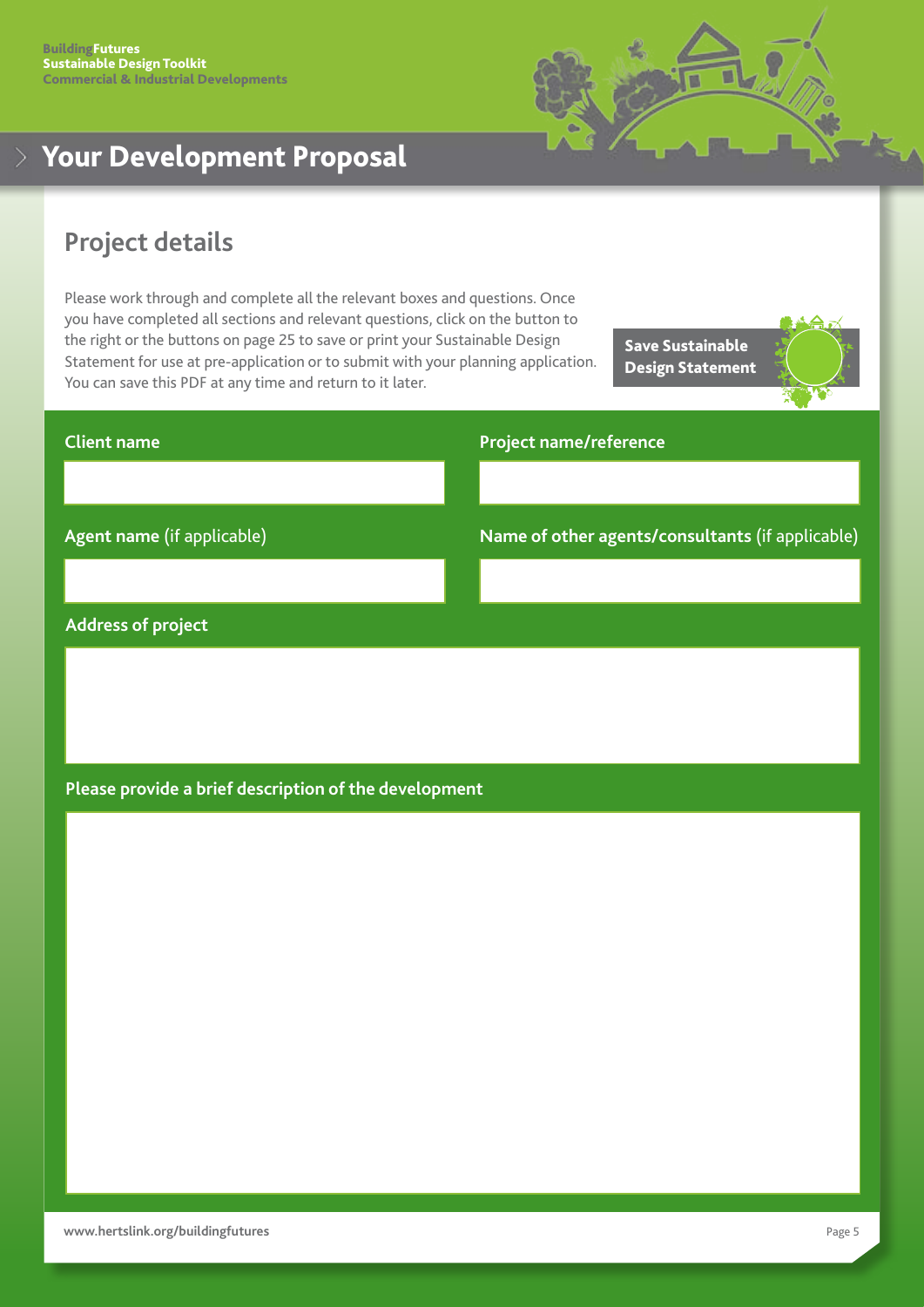# Your Development Proposal

## Project details

Please work through and complete all the relevant boxes and questions. Once you have completed all sections and relevant questions, click on the button to the right or the buttons on page 25 to save or print your Sustainable Design Statement for use at pre-application or to submit with your planning application. You can save this PDF at any time and return to it later.

**Save Sustainable Design Statement**

**Client name**

**Project name/reference**

**Agent name** (if applicable)

**Name of other agents/consultants** (if applicable)

**Address of project**

**Please provide a brief description of the development**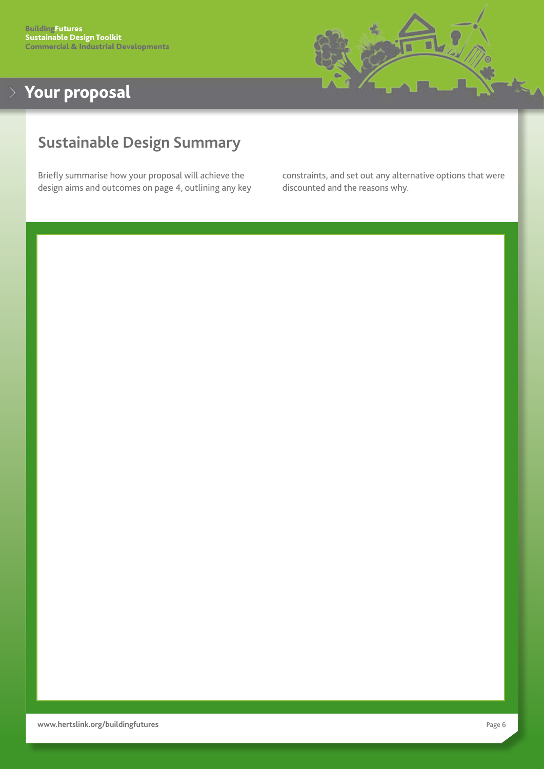# Your proposal

## Sustainable Design Summary

Briefly summarise how your proposal will achieve the design aims and outcomes on page 4, outlining any key constraints, and set out any alternative options that were discounted and the reasons why.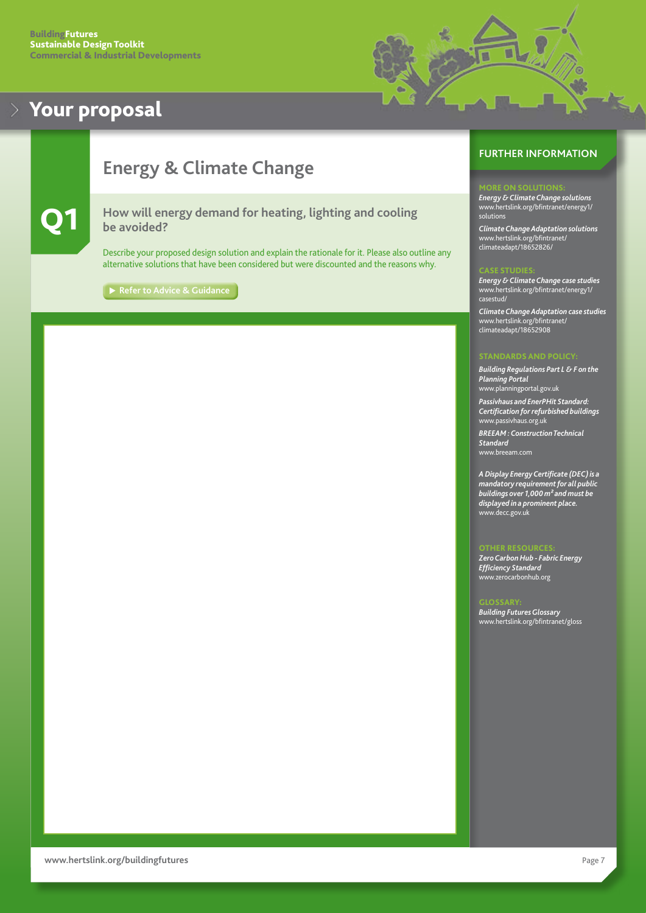# Your proposal

## Energy & Climate Change

### Q1

**How will energy demand for heating, lighting and cooling be avoided?**

Describe your proposed design solution and explain the rationale for it. Please also outline any alternative solutions that have been considered but were discounted and the reasons why.

▶ Refer to Advice & Guidance

## FURTHER INFORMATION

**MORE ON SOLUTIONS:**

*Energy & Climate Change solutions*
www.hertslink.org/bfintranet/energy1/solutions

*Climate Change Adaptation solutions*
www.hertslink.org/bfintranet/climateadapt/18652826/

**CASE STUDIES:**

*Energy & Climate Change case studies*
www.hertslink.org/bfintranet/energy1/casestud/

*Climate Change Adaptation case studies*
www.hertslink.org/bfintranet/climateadapt/18652908

**STANDARDS AND POLICY:**

*Building Regulations Part L & F on the Planning Portal*
www.planningportal.gov.uk

*Passivhaus and EnerPHit Standard: Certification for refurbished buildings*
www.passivhaus.org.uk

*BREEAM : Construction Technical Standard*
www.breeam.com

*A Display Energy Certificate (DEC) is a mandatory requirement for all public buildings over 1,000 m² and must be displayed in a prominent place.*
www.decc.gov.uk

**OTHER RESOURCES:**

*Zero Carbon Hub - Fabric Energy Efficiency Standard*
www.zerocarbonhub.org

**GLOSSARY:**

*Building Futures Glossary*
www.hertslink.org/bfintranet/gloss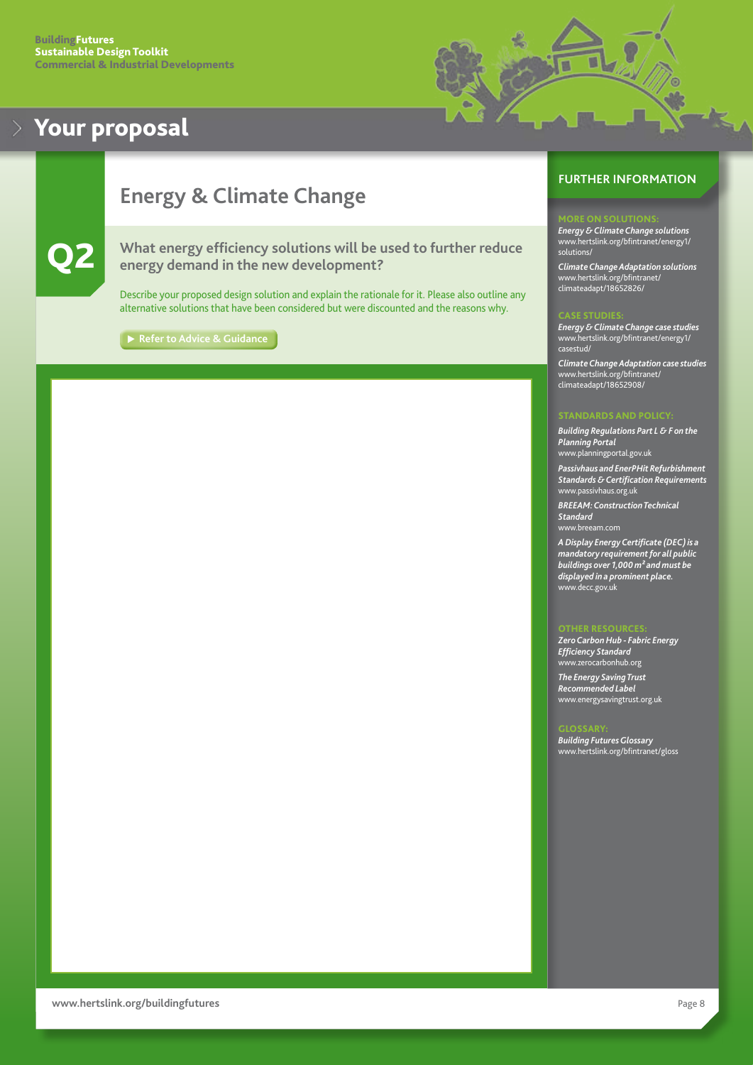# Your proposal

## Energy & Climate Change

**Q2**

### What energy efficiency solutions will be used to further reduce energy demand in the new development?

Describe your proposed design solution and explain the rationale for it. Please also outline any alternative solutions that have been considered but were discounted and the reasons why.

▶ Refer to Advice & Guidance

## FURTHER INFORMATION

**MORE ON SOLUTIONS:**

*Energy & Climate Change solutions*
www.hertslink.org/bfintranet/energy1/solutions/

*Climate Change Adaptation solutions*
www.hertslink.org/bfintranet/climateadapt/18652826/

**CASE STUDIES:**

*Energy & Climate Change case studies*
www.hertslink.org/bfintranet/energy1/casestud/

*Climate Change Adaptation case studies*
www.hertslink.org/bfintranet/climateadapt/18652908/

**STANDARDS AND POLICY:**

*Building Regulations Part L & F on the Planning Portal*
www.planningportal.gov.uk

*Passivhaus and EnerPHit Refurbishment Standards & Certification Requirements*
www.passivhaus.org.uk

*BREEAM: Construction Technical Standard*
www.breeam.com

*A Display Energy Certificate (DEC) is a mandatory requirement for all public buildings over 1,000 m² and must be displayed in a prominent place.*
www.decc.gov.uk

**OTHER RESOURCES:**

*Zero Carbon Hub - Fabric Energy Efficiency Standard*
www.zerocarbonhub.org

*The Energy Saving Trust Recommended Label*
www.energysavingtrust.org.uk

**GLOSSARY:**

*Building Futures Glossary*
www.hertslink.org/bfintranet/gloss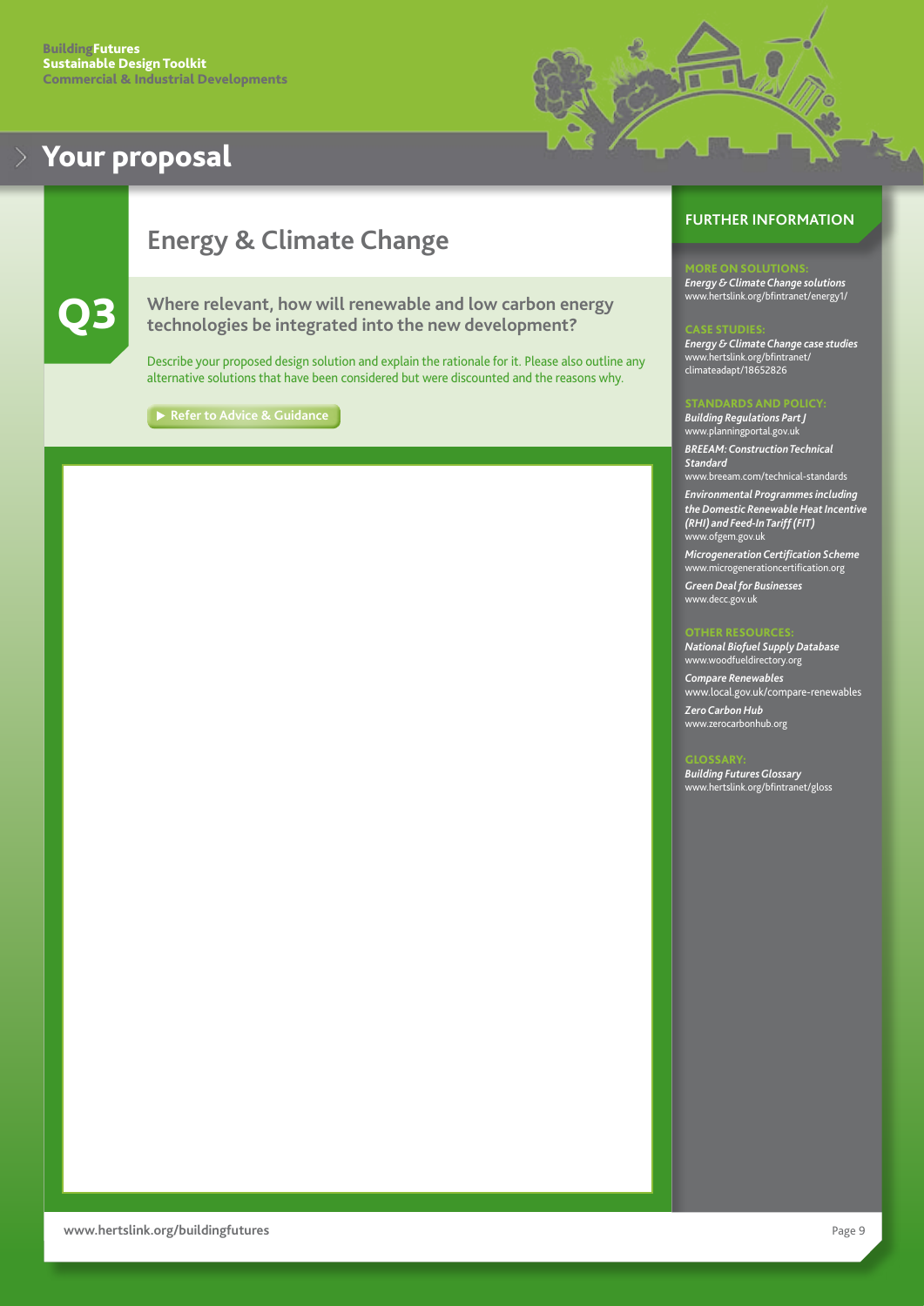# Your proposal

## Energy & Climate Change

### Q3

**Where relevant, how will renewable and low carbon energy technologies be integrated into the new development?**

Describe your proposed design solution and explain the rationale for it. Please also outline any alternative solutions that have been considered but were discounted and the reasons why.

▶ Refer to Advice & Guidance

## FURTHER INFORMATION

**MORE ON SOLUTIONS:**

*Energy & Climate Change solutions*
www.hertslink.org/bfintranet/energy1/

**CASE STUDIES:**

*Energy & Climate Change case studies*
www.hertslink.org/bfintranet/climateadapt/18652826

**STANDARDS AND POLICY:**

*Building Regulations Part J*
www.planningportal.gov.uk

*BREEAM: Construction Technical Standard*
www.breeam.com/technical-standards

*Environmental Programmes including the Domestic Renewable Heat Incentive (RHI) and Feed-In Tariff (FIT)*
www.ofgem.gov.uk

*Microgeneration Certification Scheme*
www.microgenerationcertification.org

*Green Deal for Businesses*
www.decc.gov.uk

**OTHER RESOURCES:**

*National Biofuel Supply Database*
www.woodfueldirectory.org

*Compare Renewables*
www.local.gov.uk/compare-renewables

*Zero Carbon Hub*
www.zerocarbonhub.org

**GLOSSARY:**

*Building Futures Glossary*
www.hertslink.org/bfintranet/gloss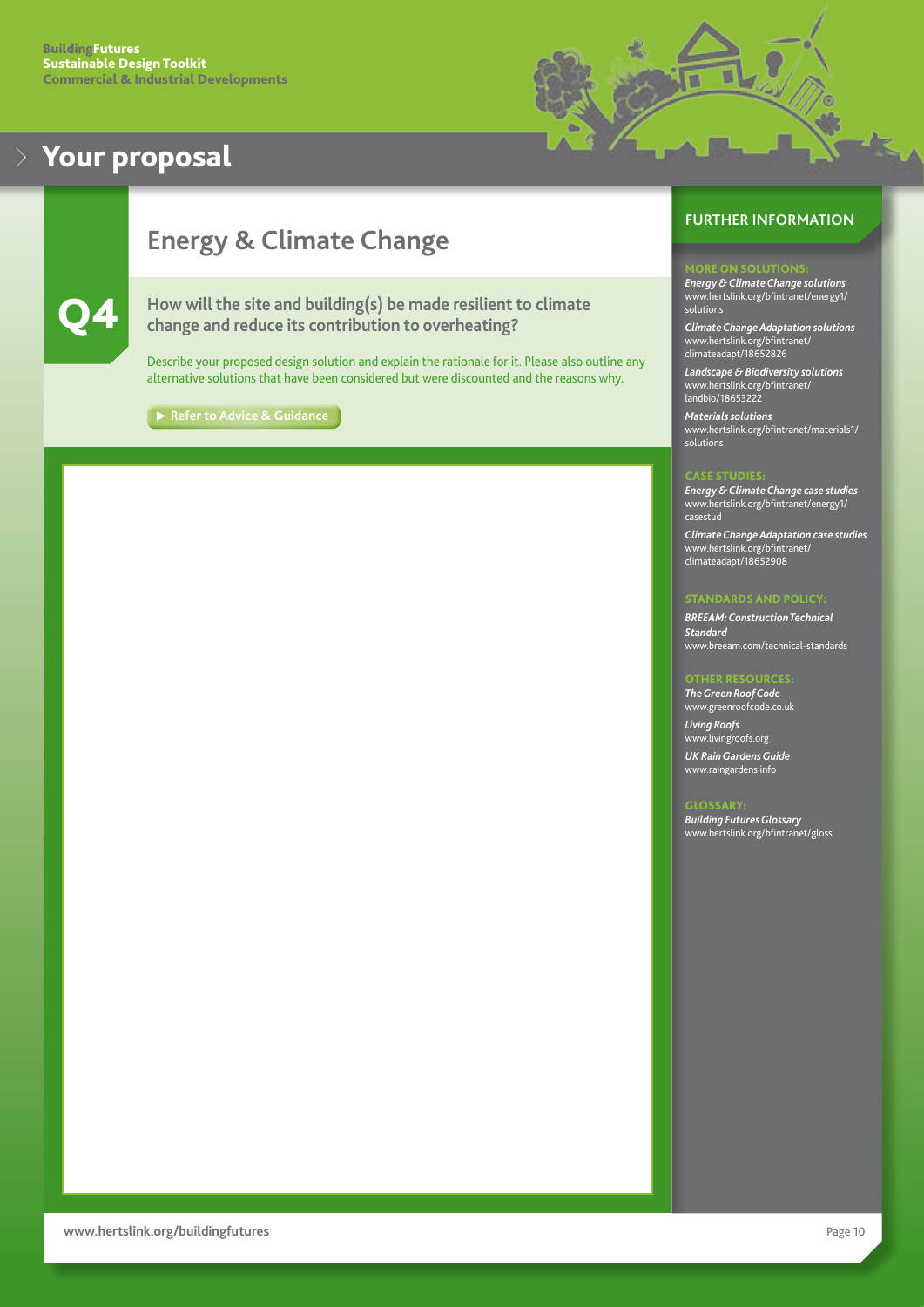# Your proposal

## Energy & Climate Change

### Q4

**How will the site and building(s) be made resilient to climate change and reduce its contribution to overheating?**

Describe your proposed design solution and explain the rationale for it. Please also outline any alternative solutions that have been considered but were discounted and the reasons why.

▶ Refer to Advice & Guidance

## FURTHER INFORMATION

**MORE ON SOLUTIONS:**

*Energy & Climate Change solutions*
www.hertslink.org/bfintranet/energy1/solutions

*Climate Change Adaptation solutions*
www.hertslink.org/bfintranet/climateadapt/18652826

*Landscape & Biodiversity solutions*
www.hertslink.org/bfintranet/landbio/18653222

*Materials solutions*
www.hertslink.org/bfintranet/materials1/solutions

**CASE STUDIES:**

*Energy & Climate Change case studies*
www.hertslink.org/bfintranet/energy1/casestud

*Climate Change Adaptation case studies*
www.hertslink.org/bfintranet/climateadapt/18652908

**STANDARDS AND POLICY:**

*BREEAM: Construction Technical Standard*
www.breeam.com/technical-standards

**OTHER RESOURCES:**

*The Green Roof Code*
www.greenroofcode.co.uk

*Living Roofs*
www.livingroofs.org

*UK Rain Gardens Guide*
www.raingardens.info

**GLOSSARY:**

*Building Futures Glossary*
www.hertslink.org/bfintranet/gloss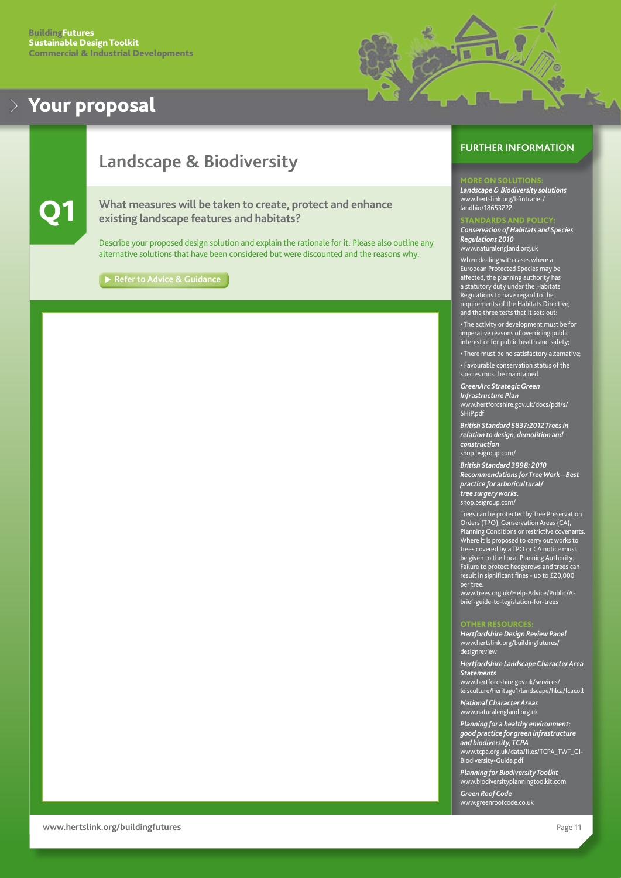# Your proposal

## Landscape & Biodiversity

**Q1**

### What measures will be taken to create, protect and enhance existing landscape features and habitats?

Describe your proposed design solution and explain the rationale for it. Please also outline any alternative solutions that have been considered but were discounted and the reasons why.

▶ Refer to Advice & Guidance

## FURTHER INFORMATION

**MORE ON SOLUTIONS:**

***Landscape & Biodiversity solutions***
www.hertslink.org/bfintranet/landbio/18653222

**STANDARDS AND POLICY:**

***Conservation of Habitats and Species Regulations 2010***
www.naturalengland.org.uk

When dealing with cases where a European Protected Species may be affected, the planning authority has a statutory duty under the Habitats Regulations to have regard to the requirements of the Habitats Directive, and the three tests that it sets out:

- The activity or development must be for imperative reasons of overriding public interest or for public health and safety;
- There must be no satisfactory alternative;
- Favourable conservation status of the species must be maintained.

***GreenArc Strategic Green Infrastructure Plan***
www.hertfordshire.gov.uk/docs/pdf/s/SHiP.pdf

***British Standard 5837:2012 Trees in relation to design, demolition and construction***
shop.bsigroup.com/

***British Standard 3998: 2010 Recommendations for Tree Work – Best practice for arboricultural/ tree surgery works.***
shop.bsigroup.com/

Trees can be protected by Tree Preservation Orders (TPO), Conservation Areas (CA), Planning Conditions or restrictive covenants. Where it is proposed to carry out works to trees covered by a TPO or CA notice must be given to the Local Planning Authority. Failure to protect hedgerows and trees can result in significant fines - up to £20,000 per tree.
www.trees.org.uk/Help-Advice/Public/A-brief-guide-to-legislation-for-trees

**OTHER RESOURCES:**

***Hertfordshire Design Review Panel***
www.hertslink.org/buildingfutures/designreview

***Hertfordshire Landscape Character Area Statements***
www.hertfordshire.gov.uk/services/leisculture/heritage1/landscape/hlca/lcacoll

***National Character Areas***
www.naturalengland.org.uk

***Planning for a healthy environment: good practice for green infrastructure and biodiversity, TCPA***
www.tcpa.org.uk/data/files/TCPA_TWT_GI-Biodiversity-Guide.pdf

***Planning for Biodiversity Toolkit***
www.biodiversityplanningtoolkit.com

***Green Roof Code***
www.greenroofcode.co.uk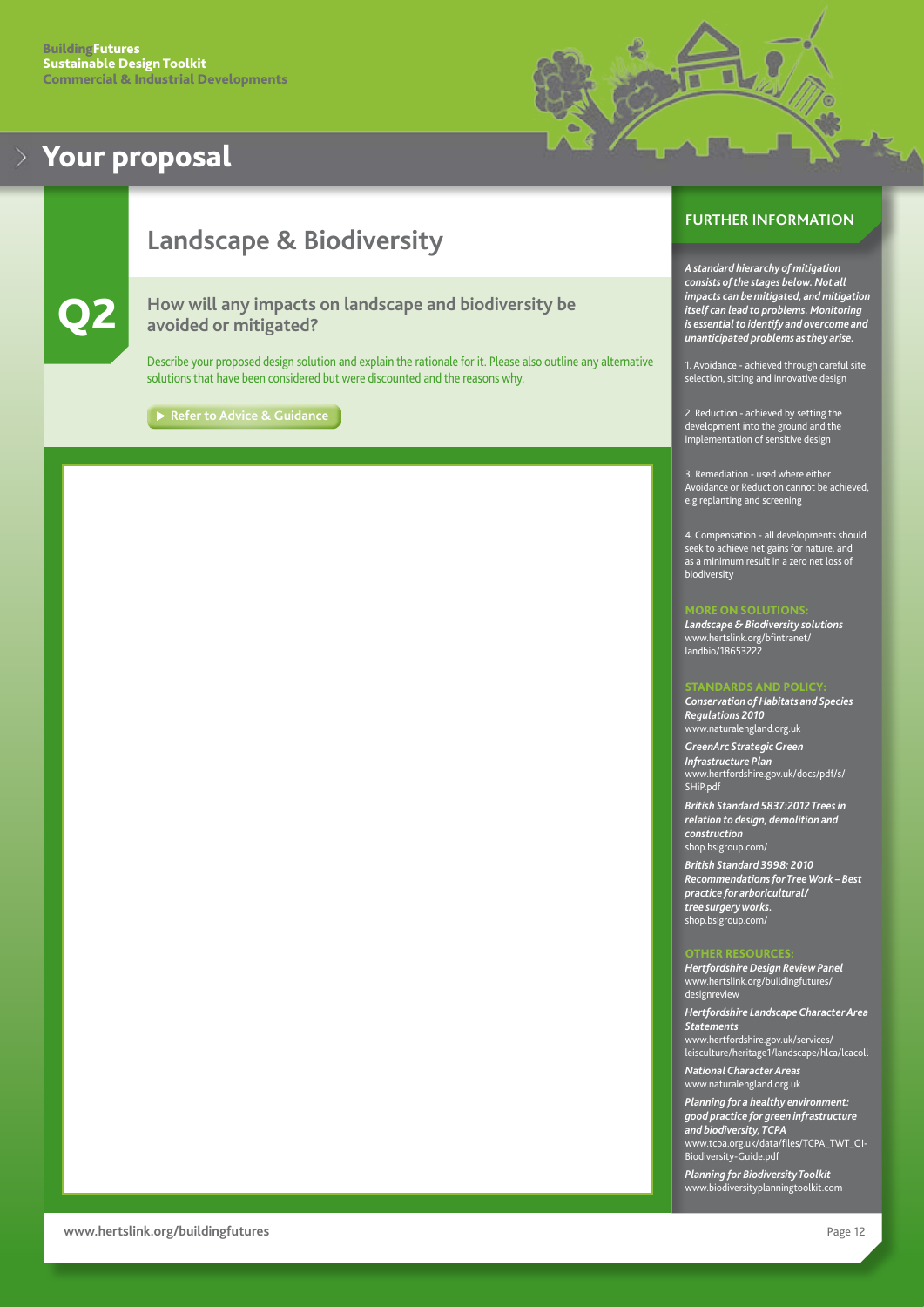# Your proposal

## Landscape & Biodiversity

### Q2

**How will any impacts on landscape and biodiversity be avoided or mitigated?**

Describe your proposed design solution and explain the rationale for it. Please also outline any alternative solutions that have been considered but were discounted and the reasons why.

▶ Refer to Advice & Guidance

## FURTHER INFORMATION

***A standard hierarchy of mitigation consists of the stages below. Not all impacts can be mitigated, and mitigation itself can lead to problems. Monitoring is essential to identify and overcome and unanticipated problems as they arise.***

1. Avoidance - achieved through careful site selection, sitting and innovative design

2. Reduction - achieved by setting the development into the ground and the implementation of sensitive design

3. Remediation - used where either Avoidance or Reduction cannot be achieved, e.g replanting and screening

4. Compensation - all developments should seek to achieve net gains for nature, and as a minimum result in a zero net loss of biodiversity

**MORE ON SOLUTIONS:**

***Landscape & Biodiversity solutions***
www.hertslink.org/bfintranet/landbio/18653222

**STANDARDS AND POLICY:**

***Conservation of Habitats and Species Regulations 2010***
www.naturalengland.org.uk

***GreenArc Strategic Green Infrastructure Plan***
www.hertfordshire.gov.uk/docs/pdf/s/SHiP.pdf

***British Standard 5837:2012 Trees in relation to design, demolition and construction***
shop.bsigroup.com/

***British Standard 3998: 2010 Recommendations for Tree Work – Best practice for arboricultural/ tree surgery works.***
shop.bsigroup.com/

**OTHER RESOURCES:**

***Hertfordshire Design Review Panel***
www.hertslink.org/buildingfutures/designreview

***Hertfordshire Landscape Character Area Statements***
www.hertfordshire.gov.uk/services/leisculture/heritage1/landscape/hlca/lcacoll

***National Character Areas***
www.naturalengland.org.uk

***Planning for a healthy environment: good practice for green infrastructure and biodiversity, TCPA***
www.tcpa.org.uk/data/files/TCPA_TWT_GI-Biodiversity-Guide.pdf

***Planning for Biodiversity Toolkit***
www.biodiversityplanningtoolkit.com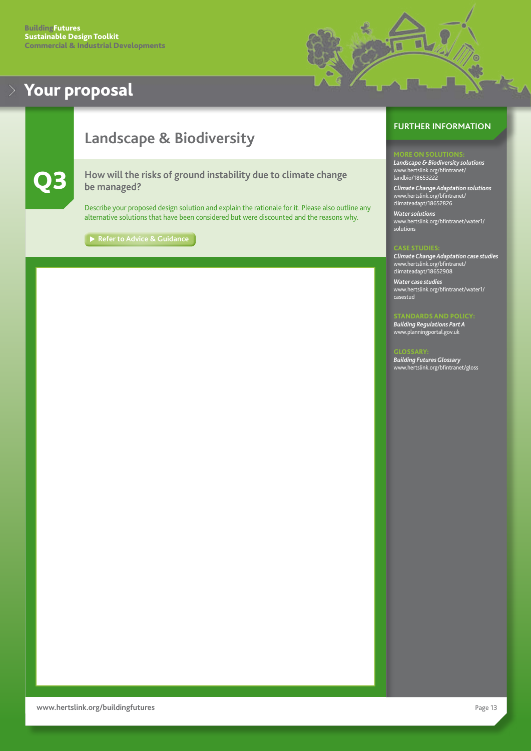BuildingFutures
Sustainable Design Toolkit
Commercial & Industrial Developments

# Your proposal

## Landscape & Biodiversity

### Q3 How will the risks of ground instability due to climate change be managed?

Describe your proposed design solution and explain the rationale for it. Please also outline any alternative solutions that have been considered but were discounted and the reasons why.

▶ Refer to Advice & Guidance

## FURTHER INFORMATION

**MORE ON SOLUTIONS:**

*Landscape & Biodiversity solutions*
www.hertslink.org/bfintranet/landbio/18653222

*Climate Change Adaptation solutions*
www.hertslink.org/bfintranet/climateadapt/18652826

*Water solutions*
www.hertslink.org/bfintranet/water1/solutions

**CASE STUDIES:**

*Climate Change Adaptation case studies*
www.hertslink.org/bfintranet/climateadapt/18652908

*Water case studies*
www.hertslink.org/bfintranet/water1/casestud

**STANDARDS AND POLICY:**

*Building Regulations Part A*
www.planningportal.gov.uk

**GLOSSARY:**

*Building Futures Glossary*
www.hertslink.org/bfintranet/gloss

www.hertslink.org/buildingfutures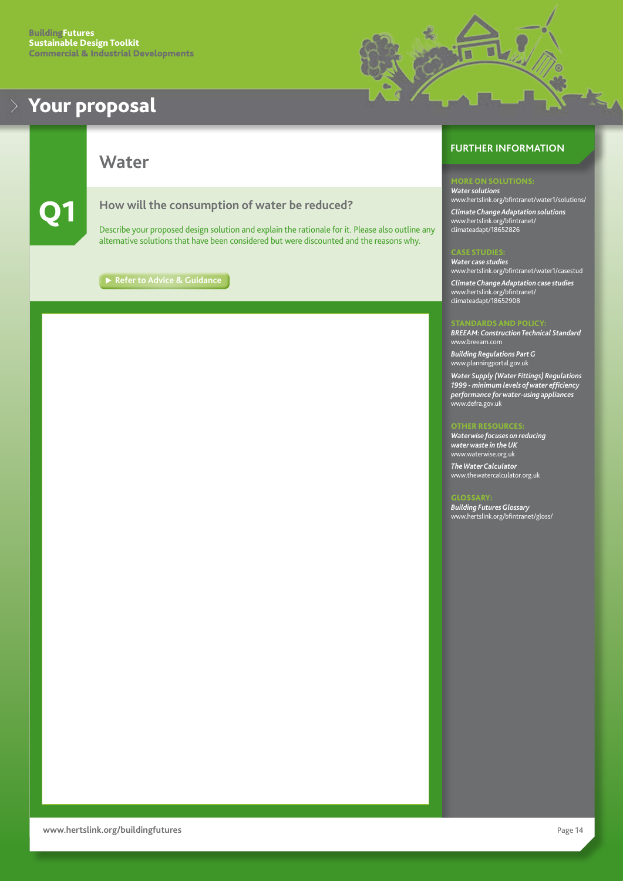# Your proposal

## Water

### Q1

**How will the consumption of water be reduced?**

Describe your proposed design solution and explain the rationale for it. Please also outline any alternative solutions that have been considered but were discounted and the reasons why.

▶ Refer to Advice & Guidance

## FURTHER INFORMATION

**MORE ON SOLUTIONS:**

*Water solutions*
www.hertslink.org/bfintranet/water1/solutions/

*Climate Change Adaptation solutions*
www.hertslink.org/bfintranet/climateadapt/18652826

**CASE STUDIES:**

*Water case studies*
www.hertslink.org/bfintranet/water1/casestud

*Climate Change Adaptation case studies*
www.hertslink.org/bfintranet/climateadapt/18652908

**STANDARDS AND POLICY:**

*BREEAM: Construction Technical Standard*
www.breeam.com

*Building Regulations Part G*
www.planningportal.gov.uk

*Water Supply (Water Fittings) Regulations 1999 - minimum levels of water efficiency performance for water-using appliances*
www.defra.gov.uk

**OTHER RESOURCES:**

*Waterwise focuses on reducing water waste in the UK*
www.waterwise.org.uk

*The Water Calculator*
www.thewatercalculator.org.uk

**GLOSSARY:**

*Building Futures Glossary*
www.hertslink.org/bfintranet/gloss/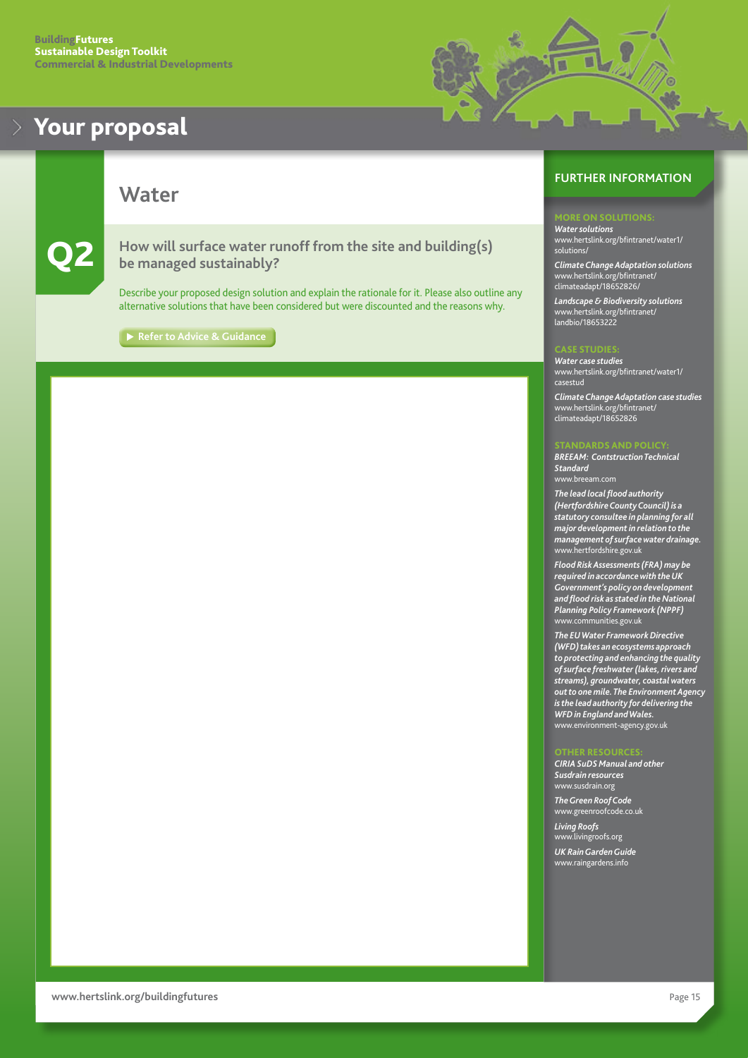# Your proposal

## Water

**Q2**

### How will surface water runoff from the site and building(s) be managed sustainably?

Describe your proposed design solution and explain the rationale for it. Please also outline any alternative solutions that have been considered but were discounted and the reasons why.

▶ Refer to Advice & Guidance

## FURTHER INFORMATION

### MORE ON SOLUTIONS:

*Water solutions*
www.hertslink.org/bfintranet/water1/solutions/

*Climate Change Adaptation solutions*
www.hertslink.org/bfintranet/climateadapt/18652826/

*Landscape & Biodiversity solutions*
www.hertslink.org/bfintranet/landbio/18653222

### CASE STUDIES:

*Water case studies*
www.hertslink.org/bfintranet/water1/casestud

*Climate Change Adaptation case studies*
www.hertslink.org/bfintranet/climateadapt/18652826

### STANDARDS AND POLICY:

*BREEAM: Contstruction Technical Standard*
www.breeam.com

*The lead local flood authority (Hertfordshire County Council) is a statutory consultee in planning for all major development in relation to the management of surface water drainage.*
www.hertfordshire.gov.uk

*Flood Risk Assessments (FRA) may be required in accordance with the UK Government's policy on development and flood risk as stated in the National Planning Policy Framework (NPPF)*
www.communities.gov.uk

*The EU Water Framework Directive (WFD) takes an ecosystems approach to protecting and enhancing the quality of surface freshwater (lakes, rivers and streams), groundwater, coastal waters out to one mile. The Environment Agency is the lead authority for delivering the WFD in England and Wales.*
www.environment-agency.gov.uk

### OTHER RESOURCES:

*CIRIA SuDS Manual and other Susdrain resources*
www.susdrain.org

*The Green Roof Code*
www.greenroofcode.co.uk

*Living Roofs*
www.livingroofs.org

*UK Rain Garden Guide*
www.raingardens.info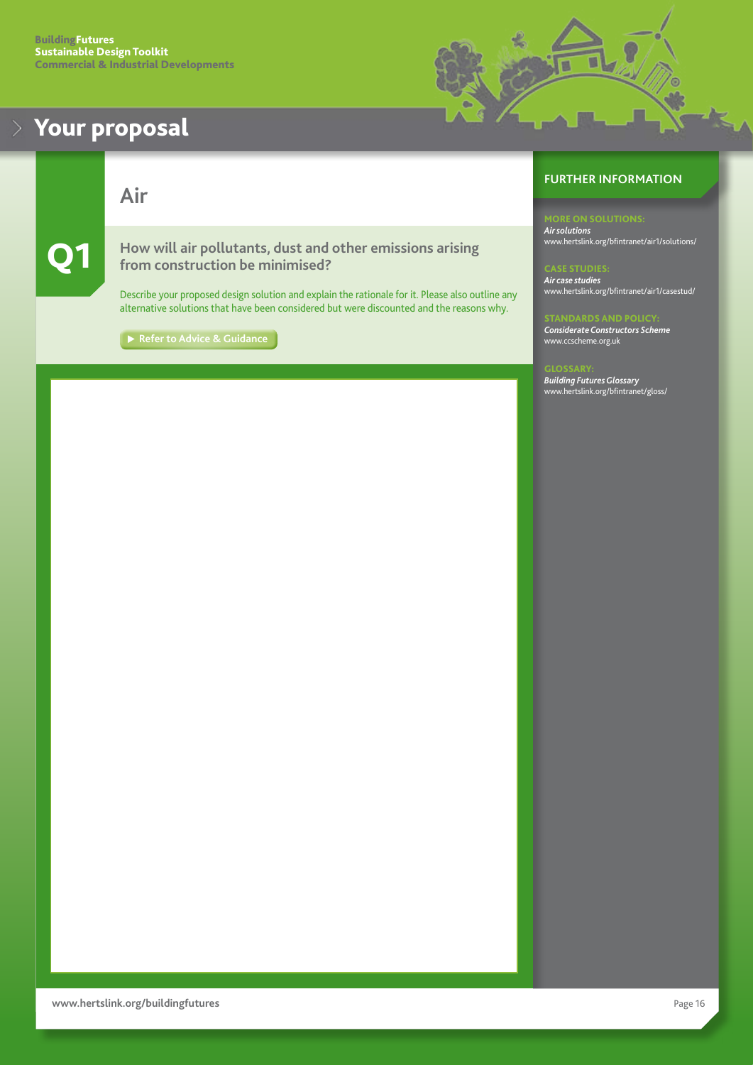# Your proposal

## Air

**Q1**

### How will air pollutants, dust and other emissions arising from construction be minimised?

Describe your proposed design solution and explain the rationale for it. Please also outline any alternative solutions that have been considered but were discounted and the reasons why.

▶ Refer to Advice & Guidance

## FURTHER INFORMATION

**MORE ON SOLUTIONS:**
*Air solutions*
www.hertslink.org/bfintranet/air1/solutions/

**CASE STUDIES:**
*Air case studies*
www.hertslink.org/bfintranet/air1/casestud/

**STANDARDS AND POLICY:**
*Considerate Constructors Scheme*
www.ccscheme.org.uk

**GLOSSARY:**
*Building Futures Glossary*
www.hertslink.org/bfintranet/gloss/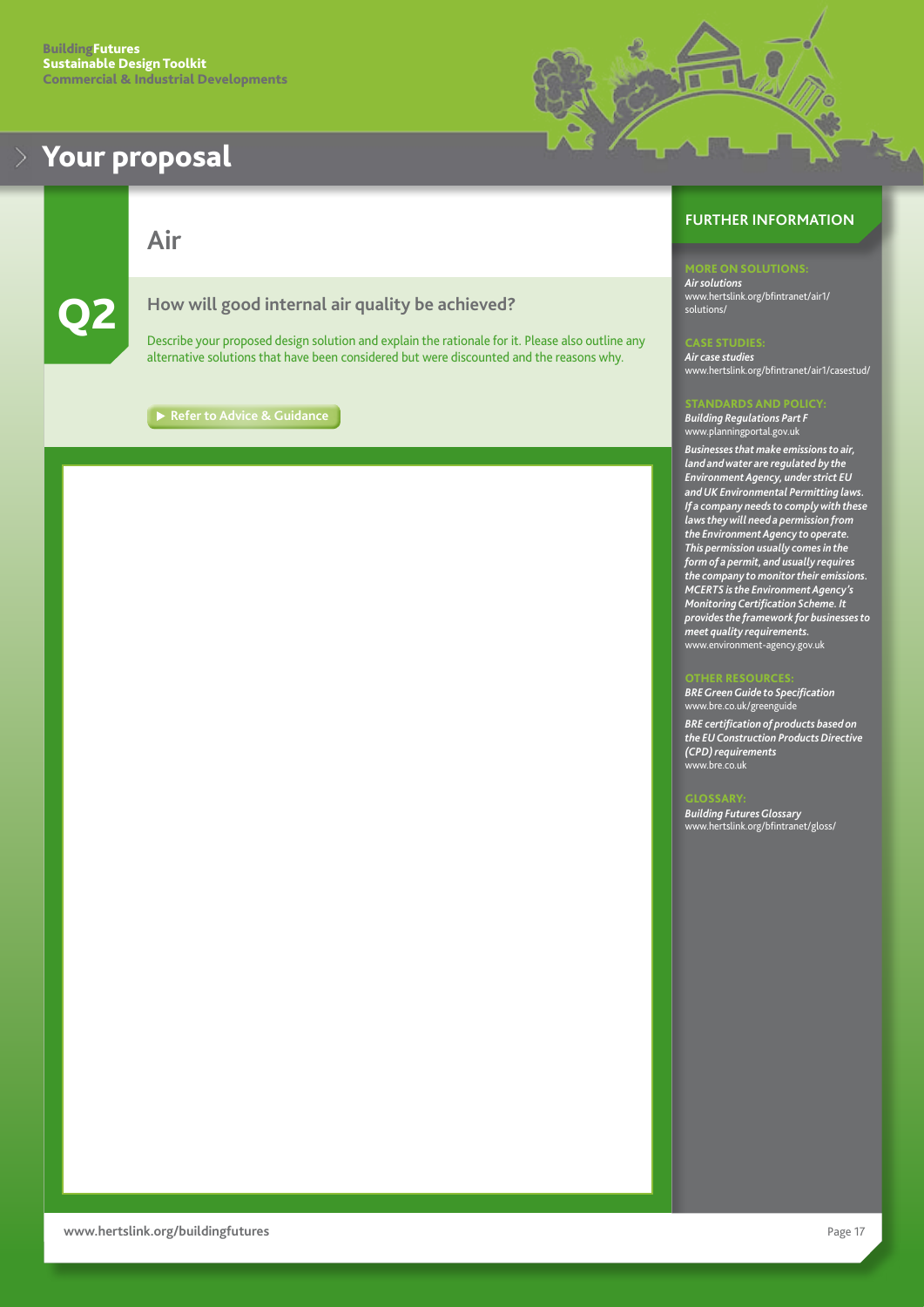# Your proposal

## Air

**Q2**

### How will good internal air quality be achieved?

Describe your proposed design solution and explain the rationale for it. Please also outline any alternative solutions that have been considered but were discounted and the reasons why.

▶ Refer to Advice & Guidance

## FURTHER INFORMATION

**MORE ON SOLUTIONS:**

*Air solutions*
www.hertslink.org/bfintranet/air1/solutions/

**CASE STUDIES:**

*Air case studies*
www.hertslink.org/bfintranet/air1/casestud/

**STANDARDS AND POLICY:**

*Building Regulations Part F*
www.planningportal.gov.uk

*Businesses that make emissions to air, land and water are regulated by the Environment Agency, under strict EU and UK Environmental Permitting laws. If a company needs to comply with these laws they will need a permission from the Environment Agency to operate. This permission usually comes in the form of a permit, and usually requires the company to monitor their emissions. MCERTS is the Environment Agency's Monitoring Certification Scheme. It provides the framework for businesses to meet quality requirements.*
www.environment-agency.gov.uk

**OTHER RESOURCES:**

*BRE Green Guide to Specification*
www.bre.co.uk/greenguide

*BRE certification of products based on the EU Construction Products Directive (CPD) requirements*
www.bre.co.uk

**GLOSSARY:**

*Building Futures Glossary*
www.hertslink.org/bfintranet/gloss/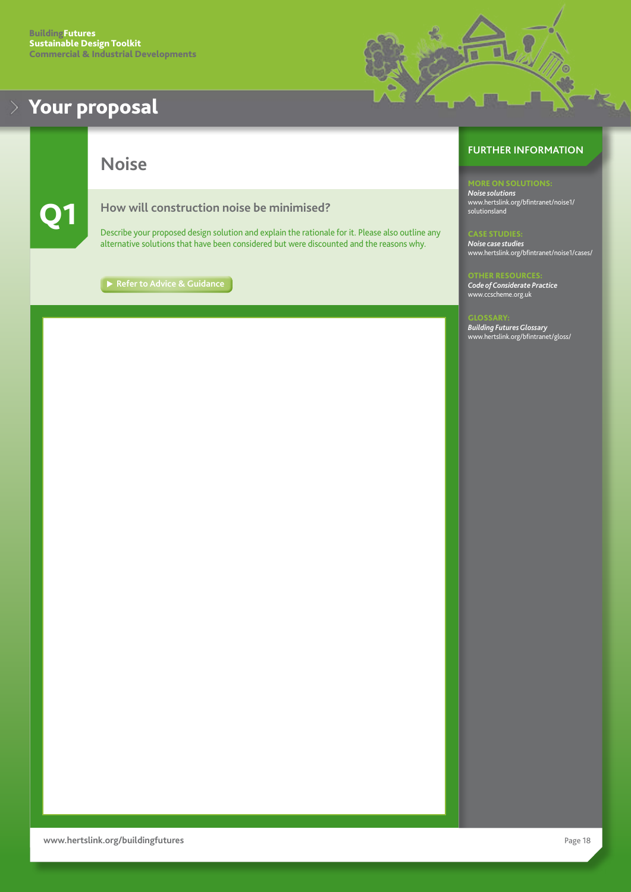# Your proposal

## Noise

### Q1

**How will construction noise be minimised?**

Describe your proposed design solution and explain the rationale for it. Please also outline any alternative solutions that have been considered but were discounted and the reasons why.

▶ Refer to Advice & Guidance

## FURTHER INFORMATION

**MORE ON SOLUTIONS:**
*Noise solutions*
www.hertslink.org/bfintranet/noise1/solutionsland

**CASE STUDIES:**
*Noise case studies*
www.hertslink.org/bfintranet/noise1/cases/

**OTHER RESOURCES:**
*Code of Considerate Practice*
www.ccscheme.org.uk

**GLOSSARY:**
*Building Futures Glossary*
www.hertslink.org/bfintranet/gloss/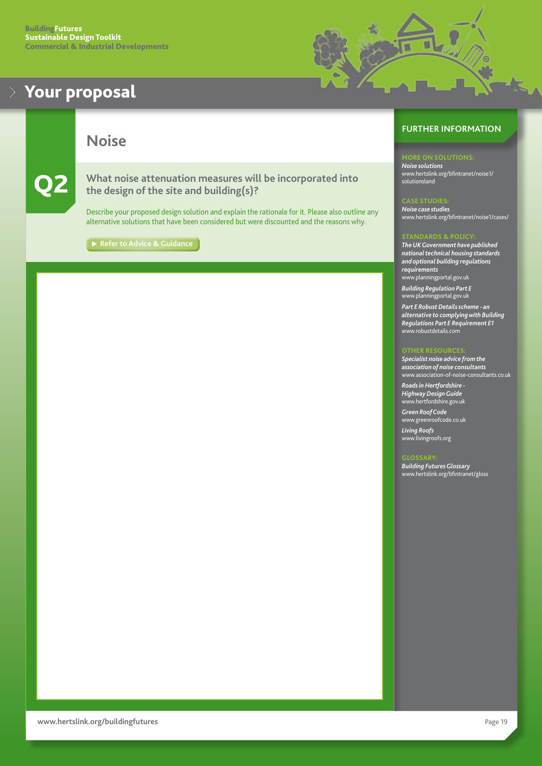# Your proposal

## Noise

### Q2

**What noise attenuation measures will be incorporated into the design of the site and building(s)?**

Describe your proposed design solution and explain the rationale for it. Please also outline any alternative solutions that have been considered but were discounted and the reasons why.

▶ Refer to Advice & Guidance

## FURTHER INFORMATION

**MORE ON SOLUTIONS:**

*Noise solutions*
www.hertslink.org/bfintranet/noise1/solutionsland

**CASE STUDIES:**

*Noise case studies*
www.hertslink.org/bfintranet/noise1/cases/

**STANDARDS & POLICY:**

*The UK Government have published national technical housing standards and optional building regulations requirements*
www.planningportal.gov.uk

*Building Regulation Part E*
www.planningportal.gov.uk

*Part E Robust Details scheme - an alternative to complying with Building Regulations Part E Requirement E1*
www.robustdetails.com

**OTHER RESOURCES:**

*Specialist noise advice from the association of noise consultants*
www.association-of-noise-consultants.co.uk

*Roads in Hertfordshire - Highway Design Guide*
www.hertfordshire.gov.uk

*Green Roof Code*
www.greenroofcode.co.uk

*Living Roofs*
www.livingroofs.org

**GLOSSARY:**

*Building Futures Glossary*
www.hertslink.org/bfintranet/gloss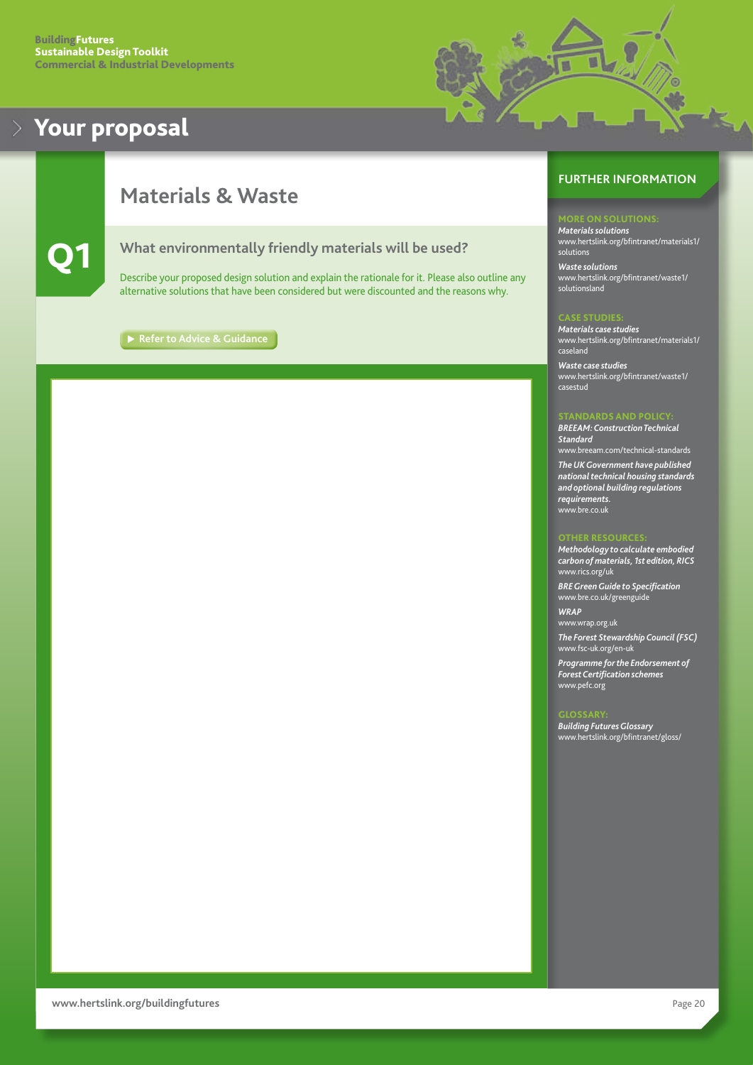# Your proposal

## Materials & Waste

### Q1

### What environmentally friendly materials will be used?

Describe your proposed design solution and explain the rationale for it. Please also outline any alternative solutions that have been considered but were discounted and the reasons why.

▶ Refer to Advice & Guidance

## FURTHER INFORMATION

**MORE ON SOLUTIONS:**

*Materials solutions*
www.hertslink.org/bfintranet/materials1/solutions

*Waste solutions*
www.hertslink.org/bfintranet/waste1/solutionsland

**CASE STUDIES:**

*Materials case studies*
www.hertslink.org/bfintranet/materials1/caseland

*Waste case studies*
www.hertslink.org/bfintranet/waste1/casestud

**STANDARDS AND POLICY:**

*BREEAM: Construction Technical Standard*
www.breeam.com/technical-standards

*The UK Government have published national technical housing standards and optional building regulations requirements.*
www.bre.co.uk

**OTHER RESOURCES:**

*Methodology to calculate embodied carbon of materials, 1st edition, RICS*
www.rics.org/uk

*BRE Green Guide to Specification*
www.bre.co.uk/greenguide

*WRAP*
www.wrap.org.uk

*The Forest Stewardship Council (FSC)*
www.fsc-uk.org/en-uk

*Programme for the Endorsement of Forest Certification schemes*
www.pefc.org

**GLOSSARY:**

*Building Futures Glossary*
www.hertslink.org/bfintranet/gloss/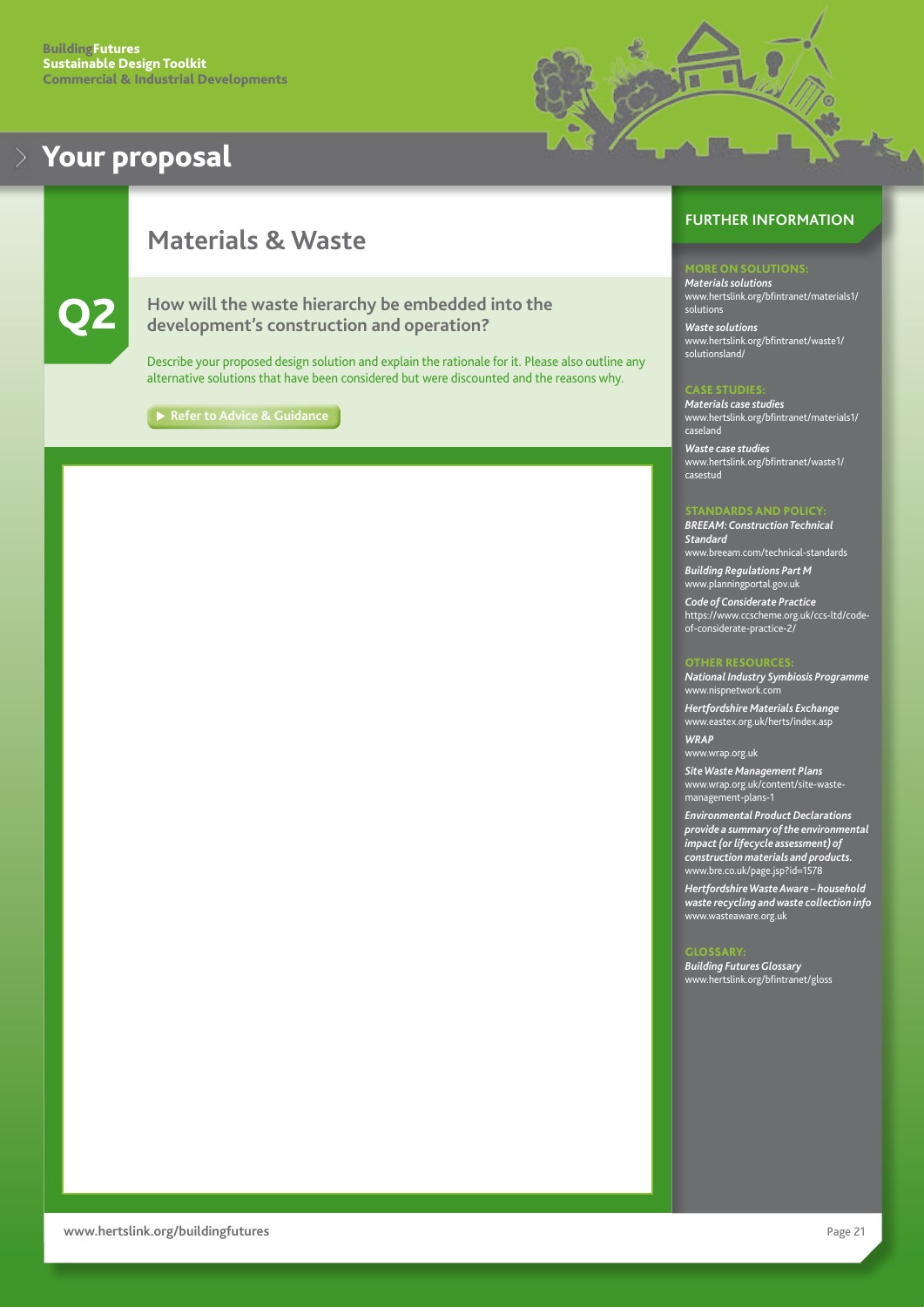# Your proposal

## Materials & Waste

### Q2

**How will the waste hierarchy be embedded into the development's construction and operation?**

Describe your proposed design solution and explain the rationale for it. Please also outline any alternative solutions that have been considered but were discounted and the reasons why.

▶ Refer to Advice & Guidance

## FURTHER INFORMATION

**MORE ON SOLUTIONS:**

***Materials solutions***
www.hertslink.org/bfintranet/materials1/solutions

***Waste solutions***
www.hertslink.org/bfintranet/waste1/solutionsland/

**CASE STUDIES:**

***Materials case studies***
www.hertslink.org/bfintranet/materials1/caseland

***Waste case studies***
www.hertslink.org/bfintranet/waste1/casestud

**STANDARDS AND POLICY:**

***BREEAM: Construction Technical Standard***
www.breeam.com/technical-standards

***Building Regulations Part M***
www.planningportal.gov.uk

***Code of Considerate Practice***
https://www.ccscheme.org.uk/ccs-ltd/code-of-considerate-practice-2/

**OTHER RESOURCES:**

***National Industry Symbiosis Programme***
www.nispnetwork.com

***Hertfordshire Materials Exchange***
www.eastex.org.uk/herts/index.asp

***WRAP***
www.wrap.org.uk

***Site Waste Management Plans***
www.wrap.org.uk/content/site-waste-management-plans-1

***Environmental Product Declarations provide a summary of the environmental impact (or lifecycle assessment) of construction materials and products.***
www.bre.co.uk/page.jsp?id=1578

***Hertfordshire Waste Aware – household waste recycling and waste collection info***
www.wasteaware.org.uk

**GLOSSARY:**

***Building Futures Glossary***
www.hertslink.org/bfintranet/gloss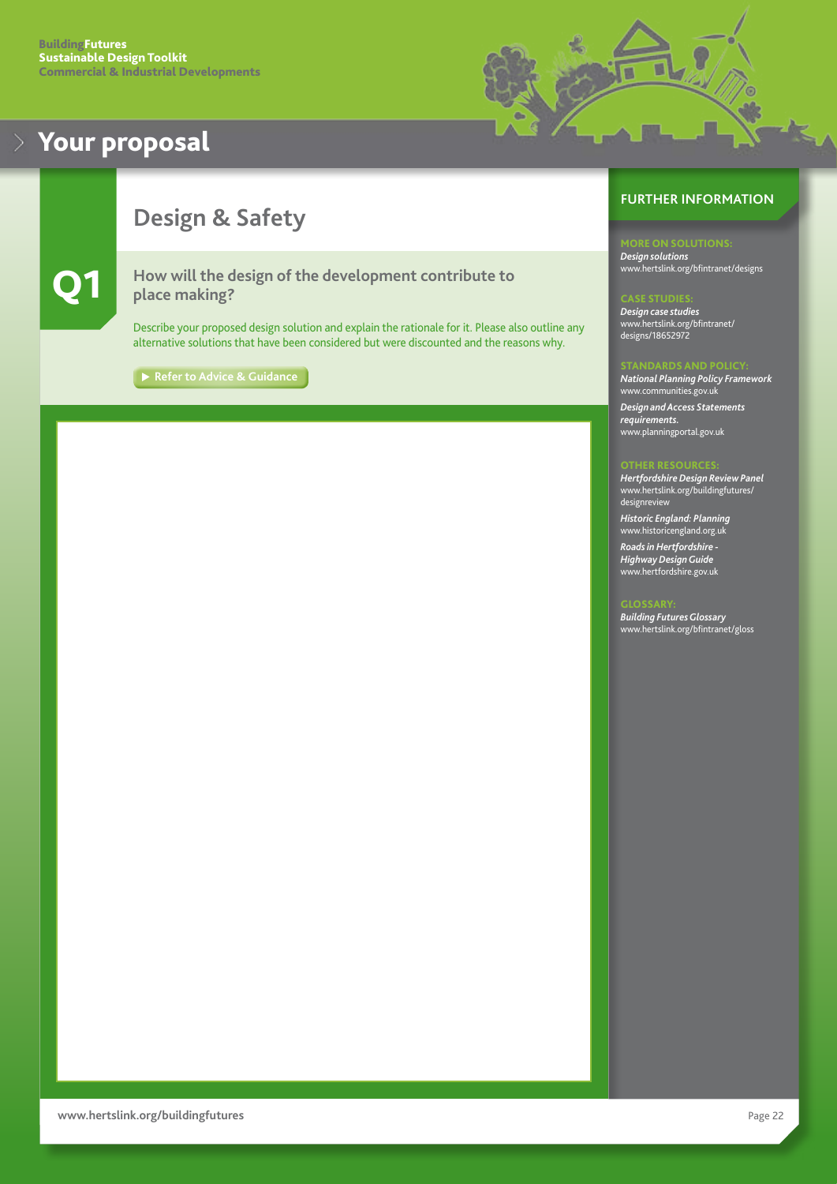# Your proposal

## Design & Safety

### Q1 How will the design of the development contribute to place making?

Describe your proposed design solution and explain the rationale for it. Please also outline any alternative solutions that have been considered but were discounted and the reasons why.

▶ Refer to Advice & Guidance

## FURTHER INFORMATION

**MORE ON SOLUTIONS:**

*Design solutions*
www.hertslink.org/bfintranet/designs

**CASE STUDIES:**

*Design case studies*
www.hertslink.org/bfintranet/designs/18652972

**STANDARDS AND POLICY:**

*National Planning Policy Framework*
www.communities.gov.uk

*Design and Access Statements requirements.*
www.planningportal.gov.uk

**OTHER RESOURCES:**

*Hertfordshire Design Review Panel*
www.hertslink.org/buildingfutures/designreview

*Historic England: Planning*
www.historicengland.org.uk

*Roads in Hertfordshire - Highway Design Guide*
www.hertfordshire.gov.uk

**GLOSSARY:**

*Building Futures Glossary*
www.hertslink.org/bfintranet/gloss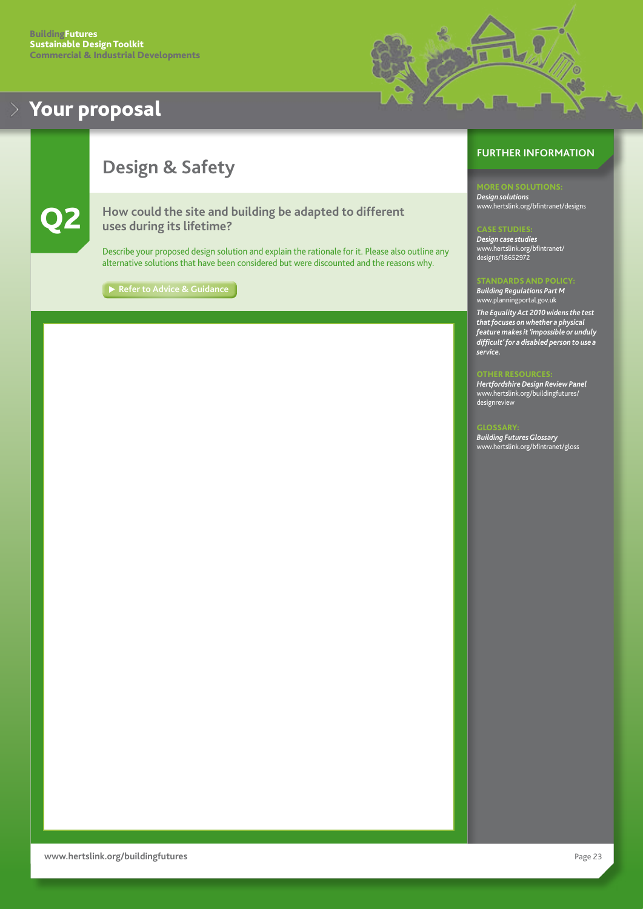# Your proposal

## Design & Safety

### Q2

**How could the site and building be adapted to different uses during its lifetime?**

Describe your proposed design solution and explain the rationale for it. Please also outline any alternative solutions that have been considered but were discounted and the reasons why.

▶ Refer to Advice & Guidance

## FURTHER INFORMATION

**MORE ON SOLUTIONS:**
***Design solutions***
www.hertslink.org/bfintranet/designs

**CASE STUDIES:**
***Design case studies***
www.hertslink.org/bfintranet/designs/18652972

**STANDARDS AND POLICY:**
***Building Regulations Part M***
www.planningportal.gov.uk

***The Equality Act 2010 widens the test that focuses on whether a physical feature makes it 'impossible or unduly difficult' for a disabled person to use a service.***

**OTHER RESOURCES:**
***Hertfordshire Design Review Panel***
www.hertslink.org/buildingfutures/designreview

**GLOSSARY:**
***Building Futures Glossary***
www.hertslink.org/bfintranet/gloss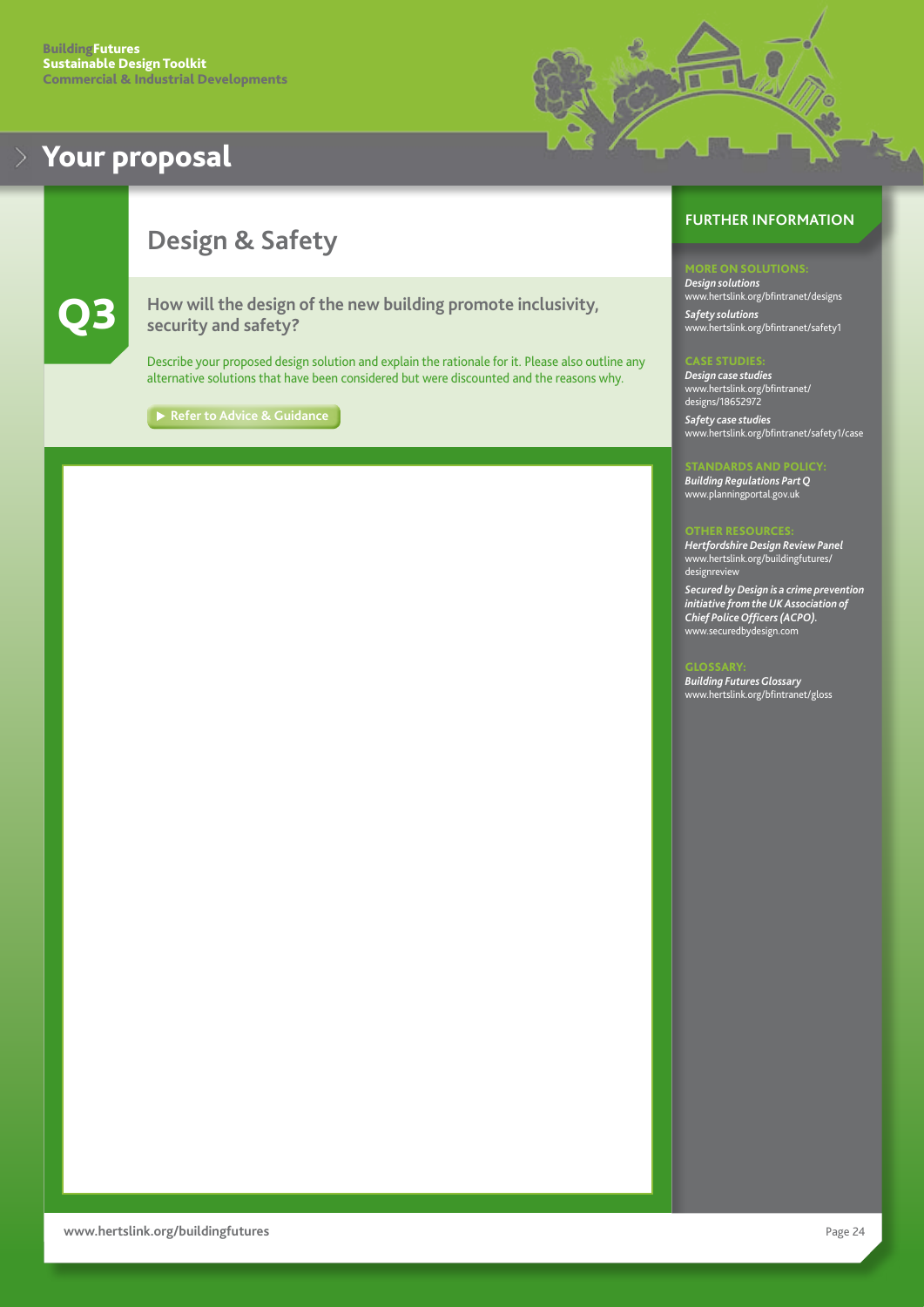# Your proposal

## Design & Safety

**Q3**

### How will the design of the new building promote inclusivity, security and safety?

Describe your proposed design solution and explain the rationale for it. Please also outline any alternative solutions that have been considered but were discounted and the reasons why.

▶ Refer to Advice & Guidance

## FURTHER INFORMATION

**MORE ON SOLUTIONS:**

*Design solutions*
www.hertslink.org/bfintranet/designs

*Safety solutions*
www.hertslink.org/bfintranet/safety1

**CASE STUDIES:**

*Design case studies*
www.hertslink.org/bfintranet/designs/18652972

*Safety case studies*
www.hertslink.org/bfintranet/safety1/case

**STANDARDS AND POLICY:**

*Building Regulations Part Q*
www.planningportal.gov.uk

**OTHER RESOURCES:**

*Hertfordshire Design Review Panel*
www.hertslink.org/buildingfutures/designreview

*Secured by Design is a crime prevention initiative from the UK Association of Chief Police Officers (ACPO).*
www.securedbydesign.com

**GLOSSARY:**

*Building Futures Glossary*
www.hertslink.org/bfintranet/gloss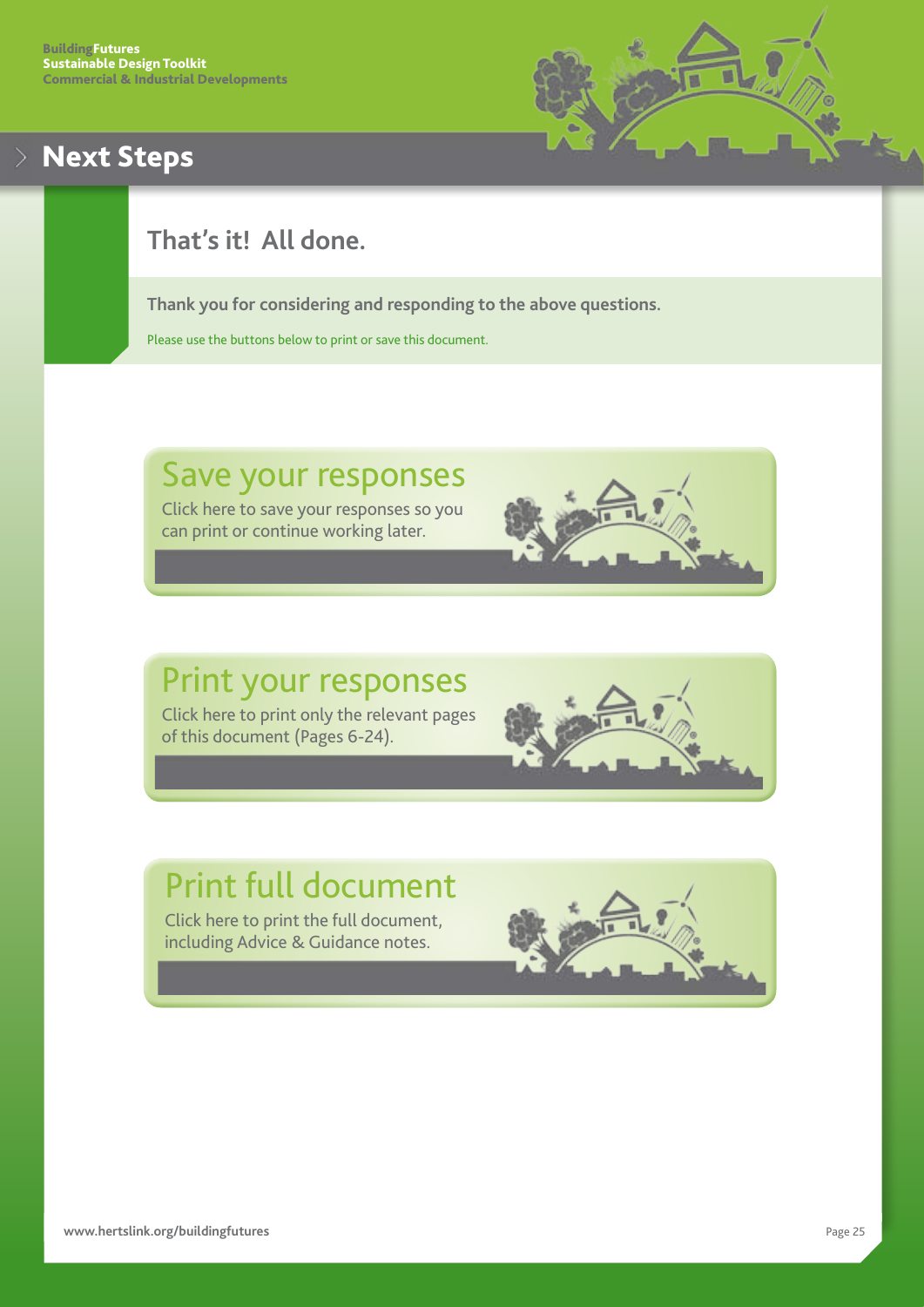# Next Steps

## That's it! All done.

**Thank you for considering and responding to the above questions.**

Please use the buttons below to print or save this document.

### Save your responses

Click here to save your responses so you can print or continue working later.

### Print your responses

Click here to print only the relevant pages of this document (Pages 6-24).

### Print full document

Click here to print the full document, including Advice & Guidance notes.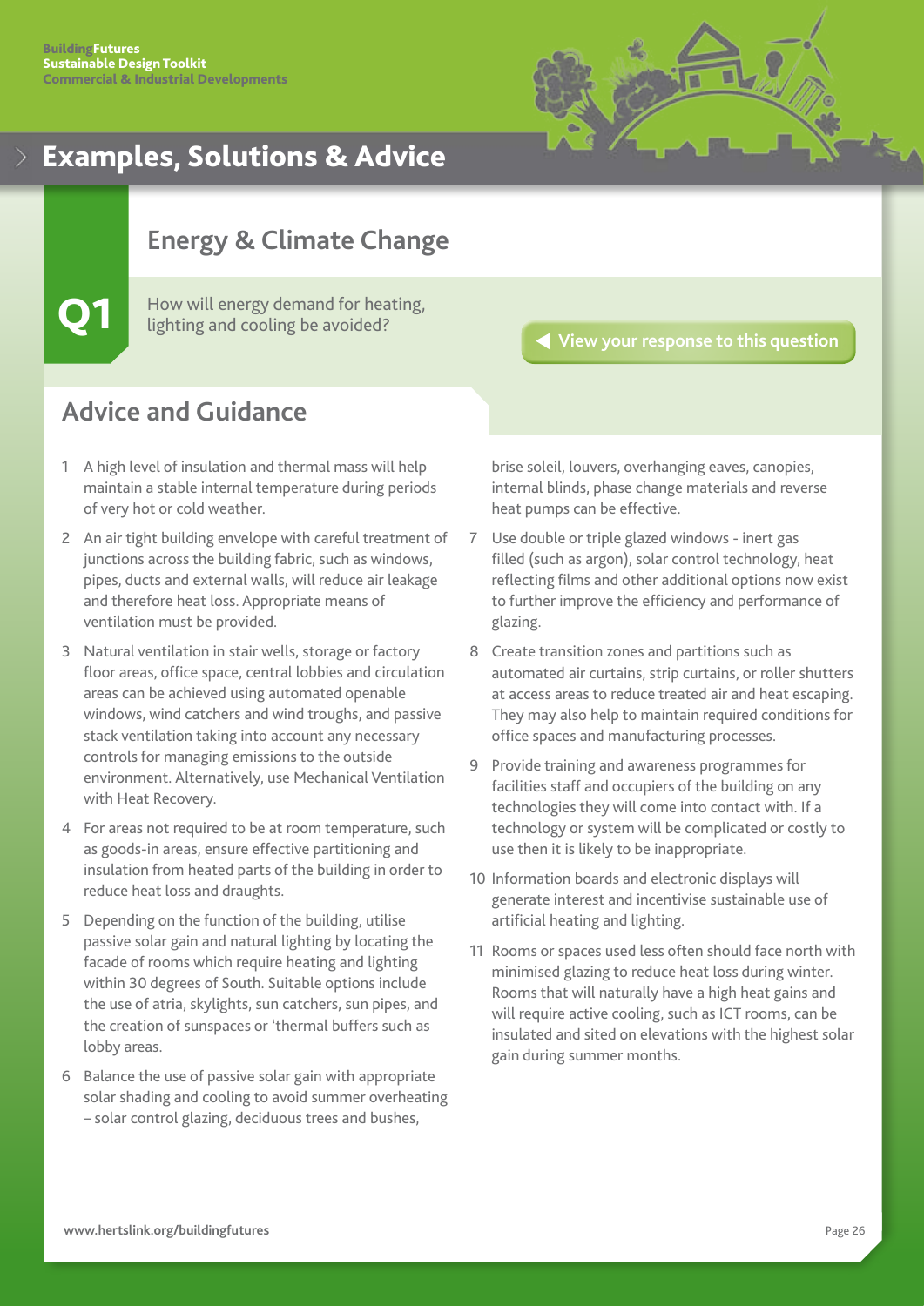# Examples, Solutions & Advice

## Energy & Climate Change

**Q1**

How will energy demand for heating, lighting and cooling be avoided?

View your response to this question

## Advice and Guidance

1. A high level of insulation and thermal mass will help maintain a stable internal temperature during periods of very hot or cold weather.
2. An air tight building envelope with careful treatment of junctions across the building fabric, such as windows, pipes, ducts and external walls, will reduce air leakage and therefore heat loss. Appropriate means of ventilation must be provided.
3. Natural ventilation in stair wells, storage or factory floor areas, office space, central lobbies and circulation areas can be achieved using automated openable windows, wind catchers and wind troughs, and passive stack ventilation taking into account any necessary controls for managing emissions to the outside environment. Alternatively, use Mechanical Ventilation with Heat Recovery.
4. For areas not required to be at room temperature, such as goods-in areas, ensure effective partitioning and insulation from heated parts of the building in order to reduce heat loss and draughts.
5. Depending on the function of the building, utilise passive solar gain and natural lighting by locating the facade of rooms which require heating and lighting within 30 degrees of South. Suitable options include the use of atria, skylights, sun catchers, sun pipes, and the creation of sunspaces or 'thermal buffers such as lobby areas.
6. Balance the use of passive solar gain with appropriate solar shading and cooling to avoid summer overheating – solar control glazing, deciduous trees and bushes, brise soleil, louvers, overhanging eaves, canopies, internal blinds, phase change materials and reverse heat pumps can be effective.
7. Use double or triple glazed windows - inert gas filled (such as argon), solar control technology, heat reflecting films and other additional options now exist to further improve the efficiency and performance of glazing.
8. Create transition zones and partitions such as automated air curtains, strip curtains, or roller shutters at access areas to reduce treated air and heat escaping. They may also help to maintain required conditions for office spaces and manufacturing processes.
9. Provide training and awareness programmes for facilities staff and occupiers of the building on any technologies they will come into contact with. If a technology or system will be complicated or costly to use then it is likely to be inappropriate.
10. Information boards and electronic displays will generate interest and incentivise sustainable use of artificial heating and lighting.
11. Rooms or spaces used less often should face north with minimised glazing to reduce heat loss during winter. Rooms that will naturally have a high heat gains and will require active cooling, such as ICT rooms, can be insulated and sited on elevations with the highest solar gain during summer months.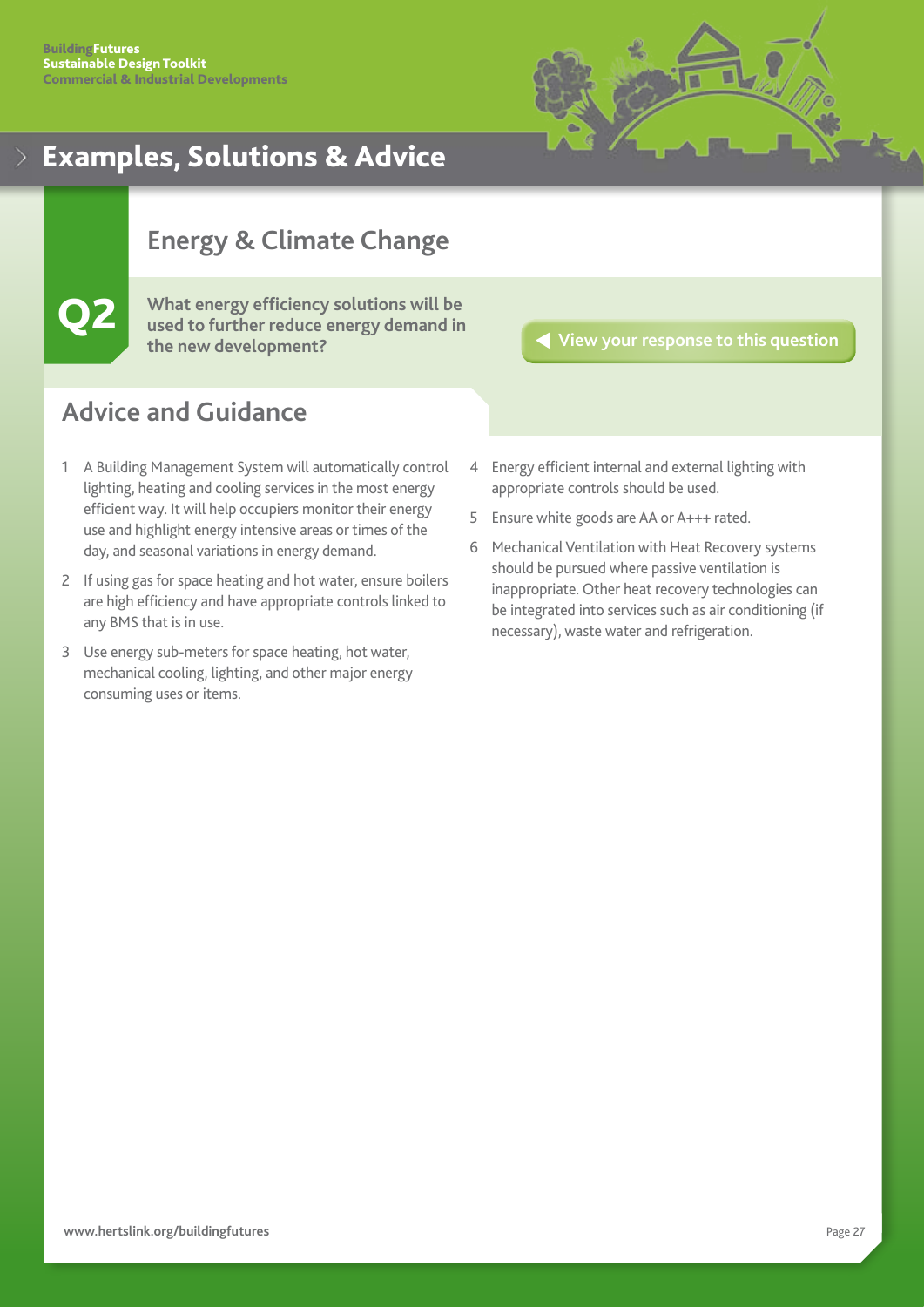# Examples, Solutions & Advice

## Energy & Climate Change

**Q2** **What energy efficiency solutions will be used to further reduce energy demand in the new development?**

View your response to this question

## Advice and Guidance

1. A Building Management System will automatically control lighting, heating and cooling services in the most energy efficient way. It will help occupiers monitor their energy use and highlight energy intensive areas or times of the day, and seasonal variations in energy demand.
2. If using gas for space heating and hot water, ensure boilers are high efficiency and have appropriate controls linked to any BMS that is in use.
3. Use energy sub-meters for space heating, hot water, mechanical cooling, lighting, and other major energy consuming uses or items.
4. Energy efficient internal and external lighting with appropriate controls should be used.
5. Ensure white goods are AA or A+++ rated.
6. Mechanical Ventilation with Heat Recovery systems should be pursued where passive ventilation is inappropriate. Other heat recovery technologies can be integrated into services such as air conditioning (if necessary), waste water and refrigeration.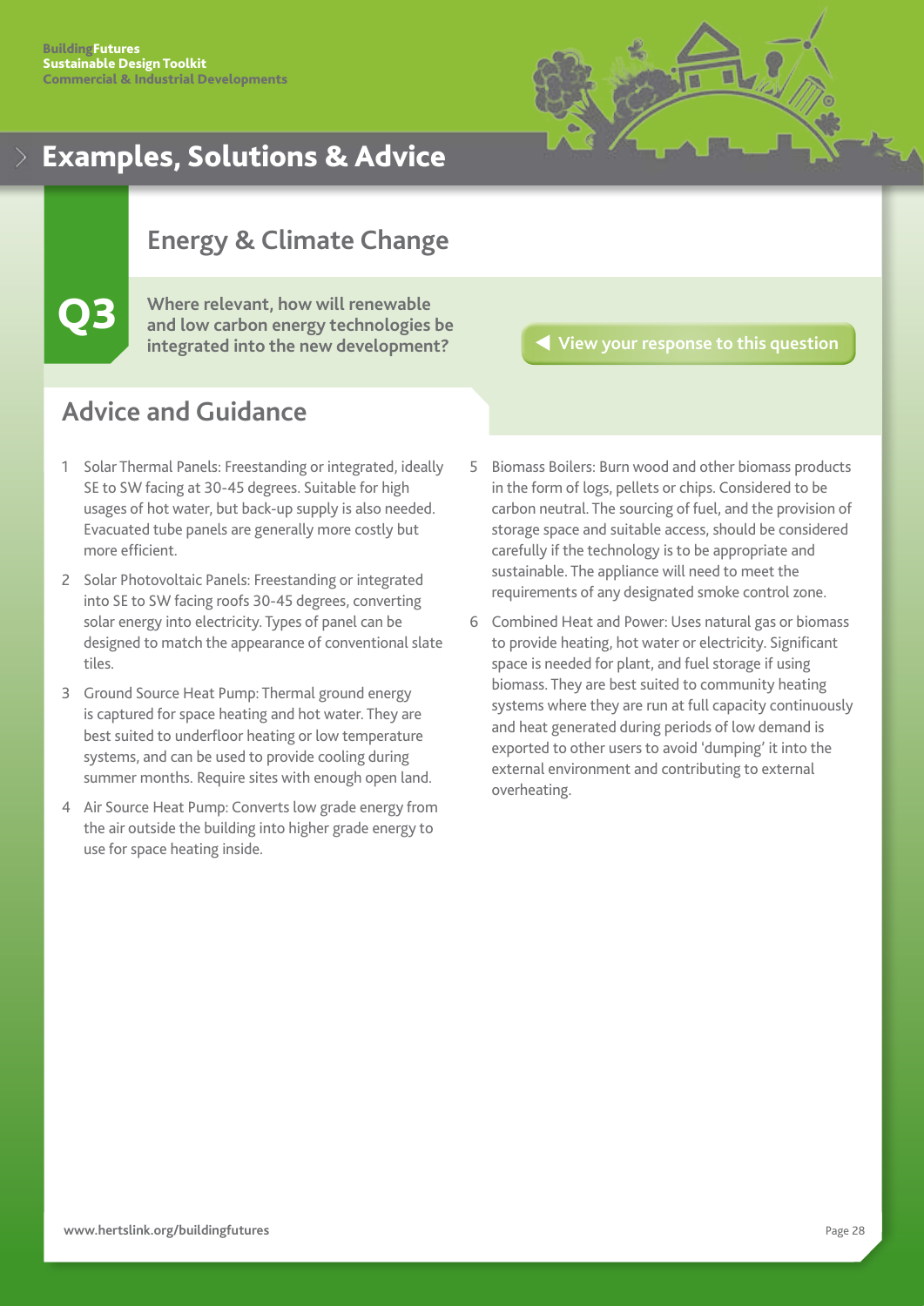# Examples, Solutions & Advice

## Energy & Climate Change

**Q3** Where relevant, how will renewable and low carbon energy technologies be integrated into the new development?

View your response to this question

## Advice and Guidance

1. Solar Thermal Panels: Freestanding or integrated, ideally SE to SW facing at 30-45 degrees. Suitable for high usages of hot water, but back-up supply is also needed. Evacuated tube panels are generally more costly but more efficient.
2. Solar Photovoltaic Panels: Freestanding or integrated into SE to SW facing roofs 30-45 degrees, converting solar energy into electricity. Types of panel can be designed to match the appearance of conventional slate tiles.
3. Ground Source Heat Pump: Thermal ground energy is captured for space heating and hot water. They are best suited to underfloor heating or low temperature systems, and can be used to provide cooling during summer months. Require sites with enough open land.
4. Air Source Heat Pump: Converts low grade energy from the air outside the building into higher grade energy to use for space heating inside.
5. Biomass Boilers: Burn wood and other biomass products in the form of logs, pellets or chips. Considered to be carbon neutral. The sourcing of fuel, and the provision of storage space and suitable access, should be considered carefully if the technology is to be appropriate and sustainable. The appliance will need to meet the requirements of any designated smoke control zone.
6. Combined Heat and Power: Uses natural gas or biomass to provide heating, hot water or electricity. Significant space is needed for plant, and fuel storage if using biomass. They are best suited to community heating systems where they are run at full capacity continuously and heat generated during periods of low demand is exported to other users to avoid 'dumping' it into the external environment and contributing to external overheating.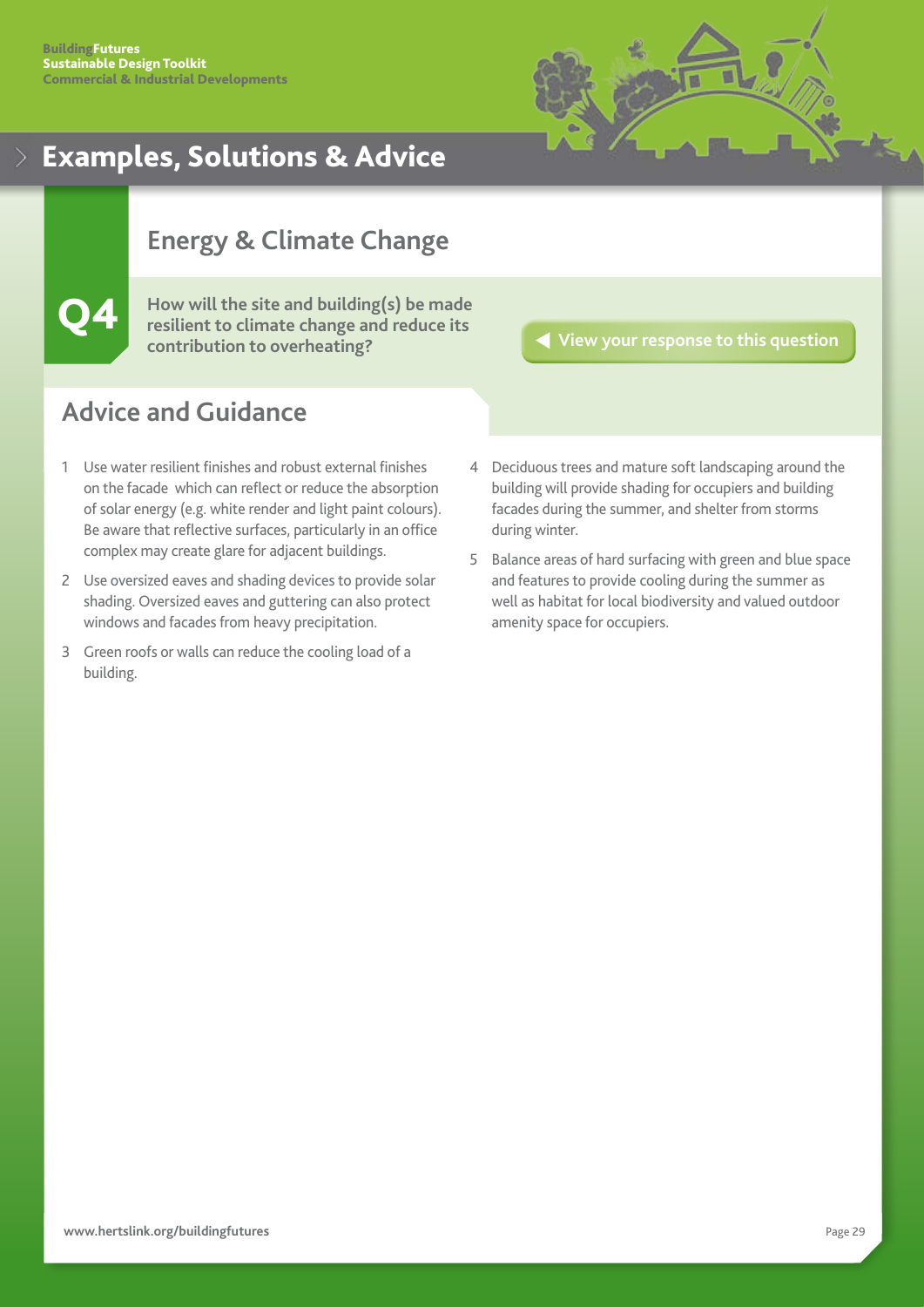# Examples, Solutions & Advice

## Energy & Climate Change

**Q4**

**How will the site and building(s) be made resilient to climate change and reduce its contribution to overheating?**

View your response to this question

## Advice and Guidance

1. Use water resilient finishes and robust external finishes on the facade which can reflect or reduce the absorption of solar energy (e.g. white render and light paint colours). Be aware that reflective surfaces, particularly in an office complex may create glare for adjacent buildings.
2. Use oversized eaves and shading devices to provide solar shading. Oversized eaves and guttering can also protect windows and facades from heavy precipitation.
3. Green roofs or walls can reduce the cooling load of a building.
4. Deciduous trees and mature soft landscaping around the building will provide shading for occupiers and building facades during the summer, and shelter from storms during winter.
5. Balance areas of hard surfacing with green and blue space and features to provide cooling during the summer as well as habitat for local biodiversity and valued outdoor amenity space for occupiers.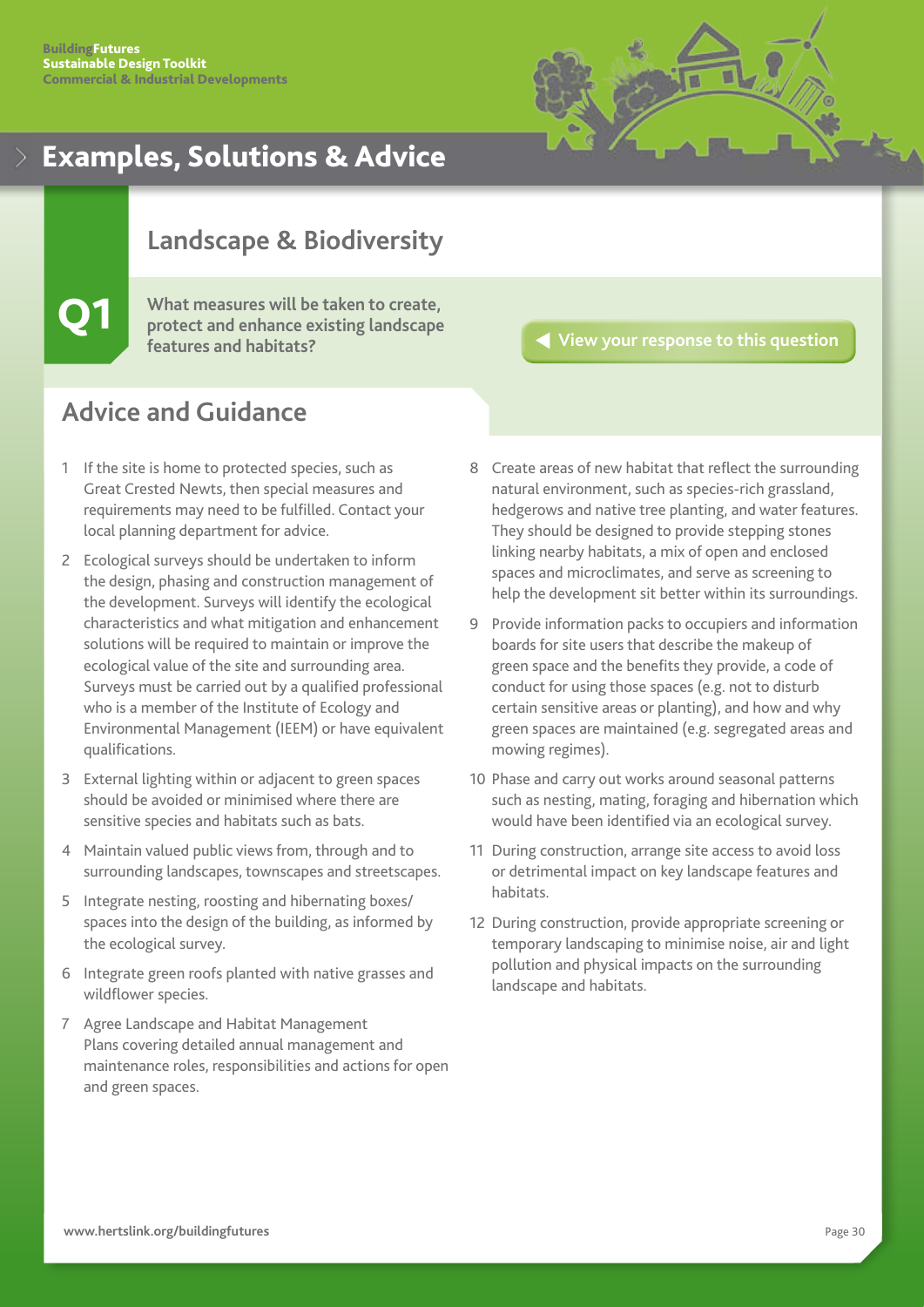# Examples, Solutions & Advice

## Landscape & Biodiversity

**Q1** **What measures will be taken to create, protect and enhance existing landscape features and habitats?**

View your response to this question

## Advice and Guidance

1. If the site is home to protected species, such as Great Crested Newts, then special measures and requirements may need to be fulfilled. Contact your local planning department for advice.
2. Ecological surveys should be undertaken to inform the design, phasing and construction management of the development. Surveys will identify the ecological characteristics and what mitigation and enhancement solutions will be required to maintain or improve the ecological value of the site and surrounding area. Surveys must be carried out by a qualified professional who is a member of the Institute of Ecology and Environmental Management (IEEM) or have equivalent qualifications.
3. External lighting within or adjacent to green spaces should be avoided or minimised where there are sensitive species and habitats such as bats.
4. Maintain valued public views from, through and to surrounding landscapes, townscapes and streetscapes.
5. Integrate nesting, roosting and hibernating boxes/spaces into the design of the building, as informed by the ecological survey.
6. Integrate green roofs planted with native grasses and wildflower species.
7. Agree Landscape and Habitat Management Plans covering detailed annual management and maintenance roles, responsibilities and actions for open and green spaces.
8. Create areas of new habitat that reflect the surrounding natural environment, such as species-rich grassland, hedgerows and native tree planting, and water features. They should be designed to provide stepping stones linking nearby habitats, a mix of open and enclosed spaces and microclimates, and serve as screening to help the development sit better within its surroundings.
9. Provide information packs to occupiers and information boards for site users that describe the makeup of green space and the benefits they provide, a code of conduct for using those spaces (e.g. not to disturb certain sensitive areas or planting), and how and why green spaces are maintained (e.g. segregated areas and mowing regimes).
10. Phase and carry out works around seasonal patterns such as nesting, mating, foraging and hibernation which would have been identified via an ecological survey.
11. During construction, arrange site access to avoid loss or detrimental impact on key landscape features and habitats.
12. During construction, provide appropriate screening or temporary landscaping to minimise noise, air and light pollution and physical impacts on the surrounding landscape and habitats.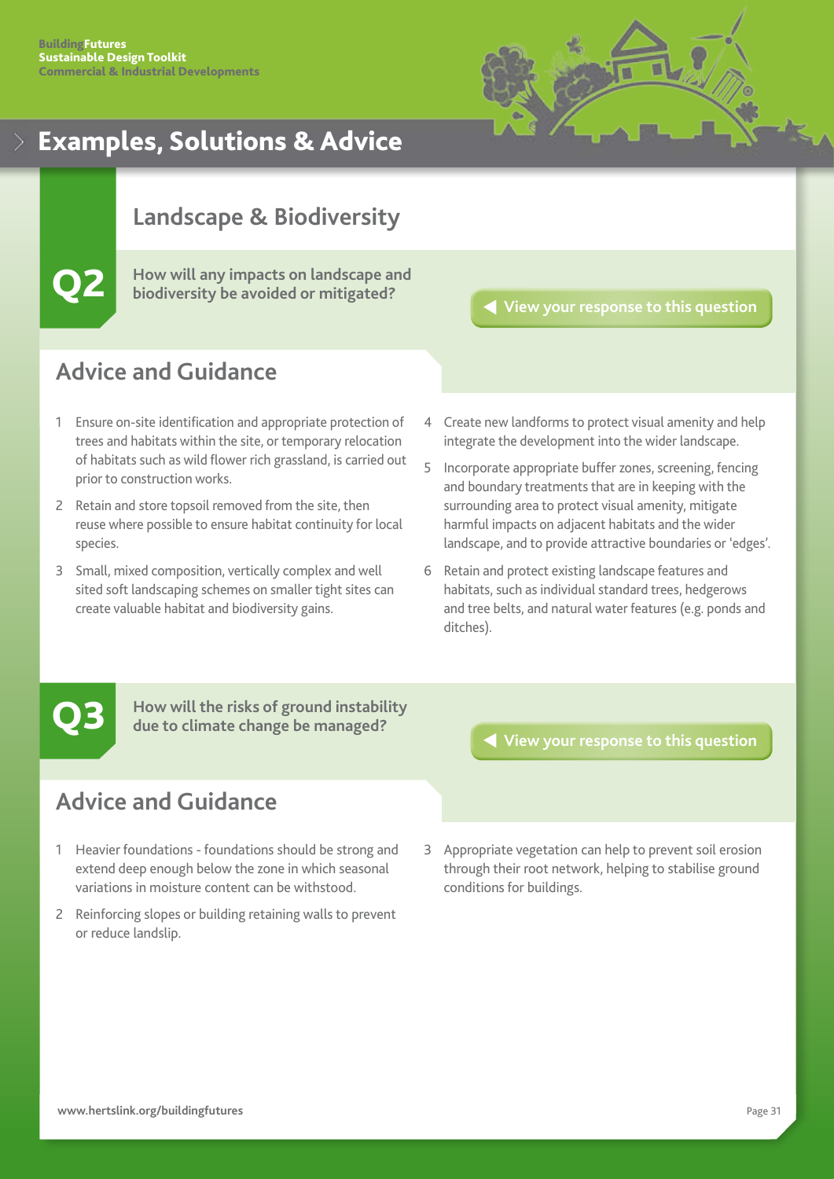# Examples, Solutions & Advice

## Landscape & Biodiversity

### Q2

**How will any impacts on landscape and biodiversity be avoided or mitigated?**

View your response to this question

### Advice and Guidance

1. Ensure on-site identification and appropriate protection of trees and habitats within the site, or temporary relocation of habitats such as wild flower rich grassland, is carried out prior to construction works.
2. Retain and store topsoil removed from the site, then reuse where possible to ensure habitat continuity for local species.
3. Small, mixed composition, vertically complex and well sited soft landscaping schemes on smaller tight sites can create valuable habitat and biodiversity gains.
4. Create new landforms to protect visual amenity and help integrate the development into the wider landscape.
5. Incorporate appropriate buffer zones, screening, fencing and boundary treatments that are in keeping with the surrounding area to protect visual amenity, mitigate harmful impacts on adjacent habitats and the wider landscape, and to provide attractive boundaries or 'edges'.
6. Retain and protect existing landscape features and habitats, such as individual standard trees, hedgerows and tree belts, and natural water features (e.g. ponds and ditches).

### Q3

**How will the risks of ground instability due to climate change be managed?**

View your response to this question

### Advice and Guidance

1. Heavier foundations - foundations should be strong and extend deep enough below the zone in which seasonal variations in moisture content can be withstood.
2. Reinforcing slopes or building retaining walls to prevent or reduce landslip.
3. Appropriate vegetation can help to prevent soil erosion through their root network, helping to stabilise ground conditions for buildings.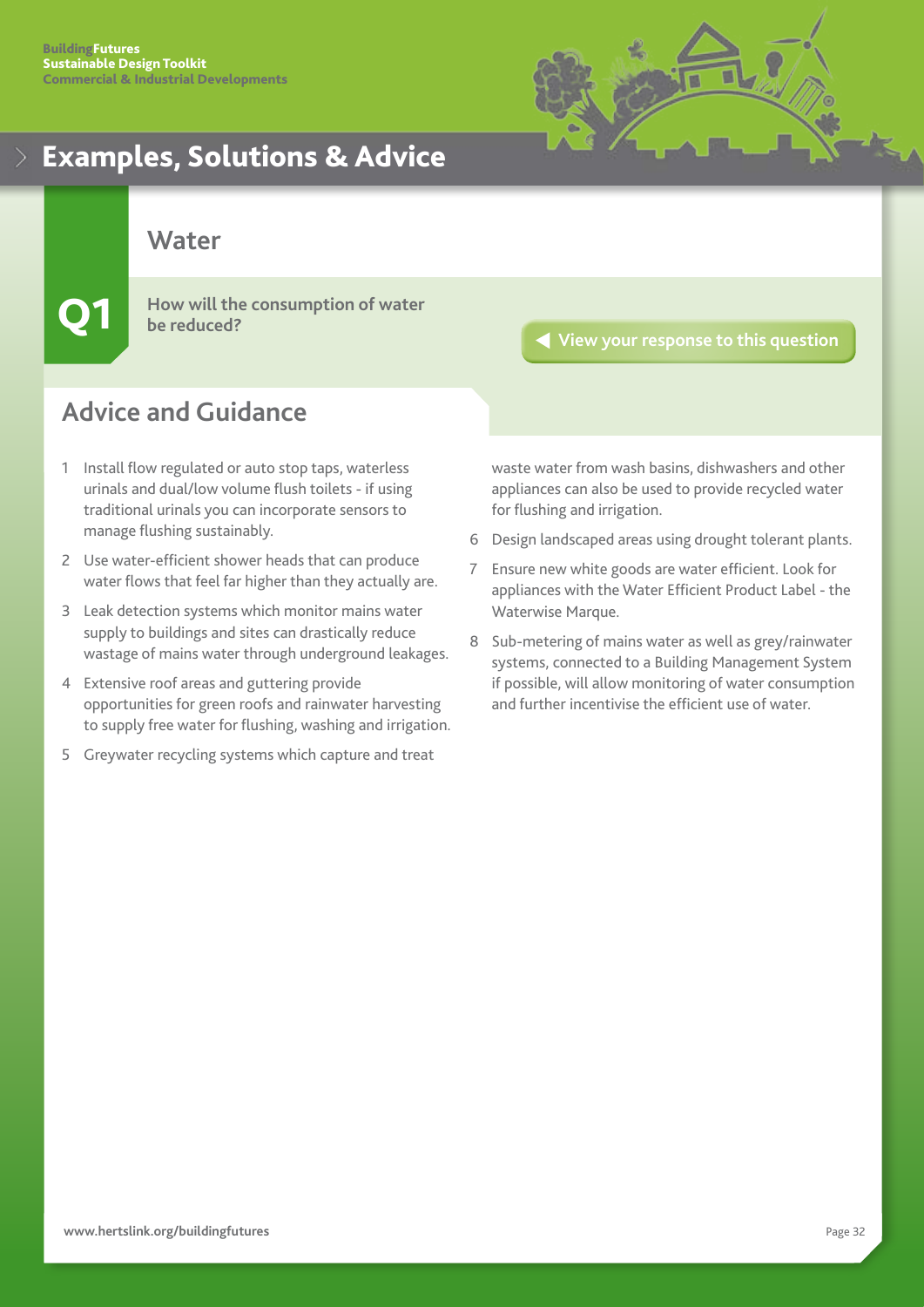BuildingFutures
Sustainable Design Toolkit
Commercial & Industrial Developments

# Examples, Solutions & Advice

## Water

**Q1**

**How will the consumption of water be reduced?**

View your response to this question

## Advice and Guidance

1. Install flow regulated or auto stop taps, waterless urinals and dual/low volume flush toilets - if using traditional urinals you can incorporate sensors to manage flushing sustainably.
2. Use water-efficient shower heads that can produce water flows that feel far higher than they actually are.
3. Leak detection systems which monitor mains water supply to buildings and sites can drastically reduce wastage of mains water through underground leakages.
4. Extensive roof areas and guttering provide opportunities for green roofs and rainwater harvesting to supply free water for flushing, washing and irrigation.
5. Greywater recycling systems which capture and treat waste water from wash basins, dishwashers and other appliances can also be used to provide recycled water for flushing and irrigation.
6. Design landscaped areas using drought tolerant plants.
7. Ensure new white goods are water efficient. Look for appliances with the Water Efficient Product Label - the Waterwise Marque.
8. Sub-metering of mains water as well as grey/rainwater systems, connected to a Building Management System if possible, will allow monitoring of water consumption and further incentivise the efficient use of water.

www.hertslink.org/buildingfutures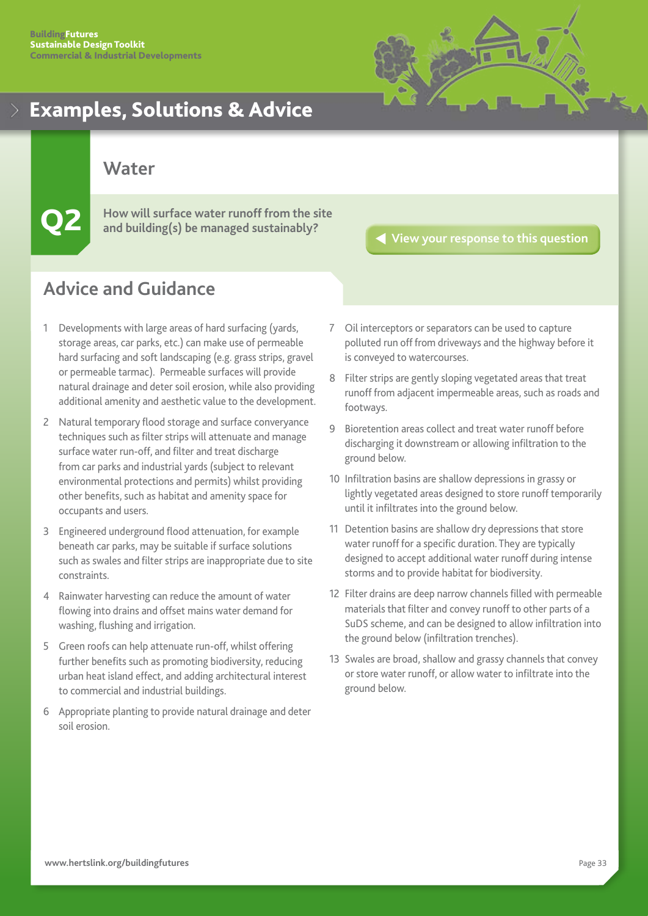# Examples, Solutions & Advice

## Water

**Q2** **How will surface water runoff from the site and building(s) be managed sustainably?**

View your response to this question

## Advice and Guidance

1. Developments with large areas of hard surfacing (yards, storage areas, car parks, etc.) can make use of permeable hard surfacing and soft landscaping (e.g. grass strips, gravel or permeable tarmac). Permeable surfaces will provide natural drainage and deter soil erosion, while also providing additional amenity and aesthetic value to the development.
2. Natural temporary flood storage and surface converyance techniques such as filter strips will attenuate and manage surface water run-off, and filter and treat discharge from car parks and industrial yards (subject to relevant environmental protections and permits) whilst providing other benefits, such as habitat and amenity space for occupants and users.
3. Engineered underground flood attenuation, for example beneath car parks, may be suitable if surface solutions such as swales and filter strips are inappropriate due to site constraints.
4. Rainwater harvesting can reduce the amount of water flowing into drains and offset mains water demand for washing, flushing and irrigation.
5. Green roofs can help attenuate run-off, whilst offering further benefits such as promoting biodiversity, reducing urban heat island effect, and adding architectural interest to commercial and industrial buildings.
6. Appropriate planting to provide natural drainage and deter soil erosion.
7. Oil interceptors or separators can be used to capture polluted run off from driveways and the highway before it is conveyed to watercourses.
8. Filter strips are gently sloping vegetated areas that treat runoff from adjacent impermeable areas, such as roads and footways.
9. Bioretention areas collect and treat water runoff before discharging it downstream or allowing infiltration to the ground below.
10. Infiltration basins are shallow depressions in grassy or lightly vegetated areas designed to store runoff temporarily until it infiltrates into the ground below.
11. Detention basins are shallow dry depressions that store water runoff for a specific duration. They are typically designed to accept additional water runoff during intense storms and to provide habitat for biodiversity.
12. Filter drains are deep narrow channels filled with permeable materials that filter and convey runoff to other parts of a SuDS scheme, and can be designed to allow infiltration into the ground below (infiltration trenches).
13. Swales are broad, shallow and grassy channels that convey or store water runoff, or allow water to infiltrate into the ground below.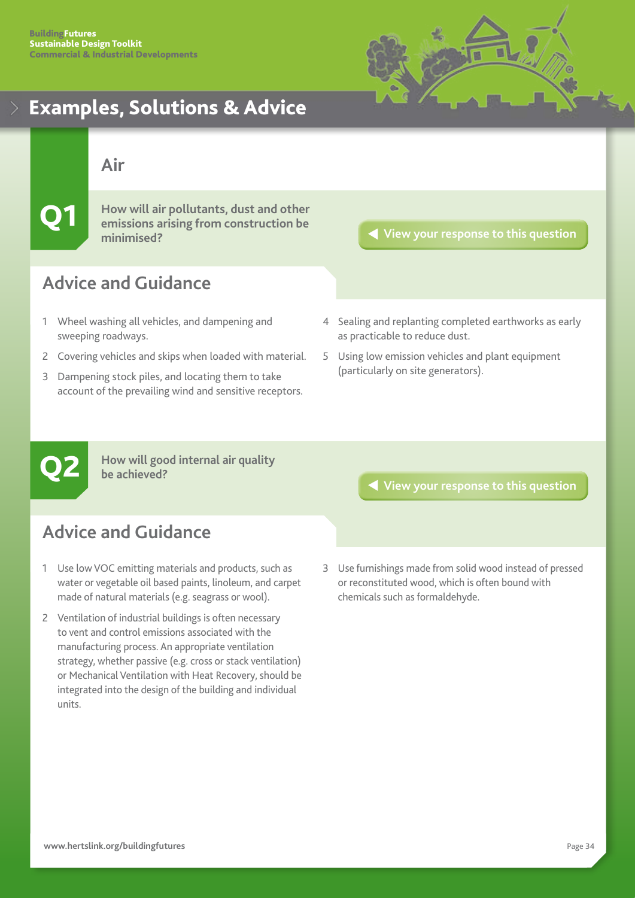# Examples, Solutions & Advice

## Air

### Q1

**How will air pollutants, dust and other emissions arising from construction be minimised?**

View your response to this question

### Advice and Guidance

1. Wheel washing all vehicles, and dampening and sweeping roadways.
2. Covering vehicles and skips when loaded with material.
3. Dampening stock piles, and locating them to take account of the prevailing wind and sensitive receptors.
4. Sealing and replanting completed earthworks as early as practicable to reduce dust.
5. Using low emission vehicles and plant equipment (particularly on site generators).

### Q2

**How will good internal air quality be achieved?**

View your response to this question

### Advice and Guidance

1. Use low VOC emitting materials and products, such as water or vegetable oil based paints, linoleum, and carpet made of natural materials (e.g. seagrass or wool).
2. Ventilation of industrial buildings is often necessary to vent and control emissions associated with the manufacturing process. An appropriate ventilation strategy, whether passive (e.g. cross or stack ventilation) or Mechanical Ventilation with Heat Recovery, should be integrated into the design of the building and individual units.
3. Use furnishings made from solid wood instead of pressed or reconstituted wood, which is often bound with chemicals such as formaldehyde.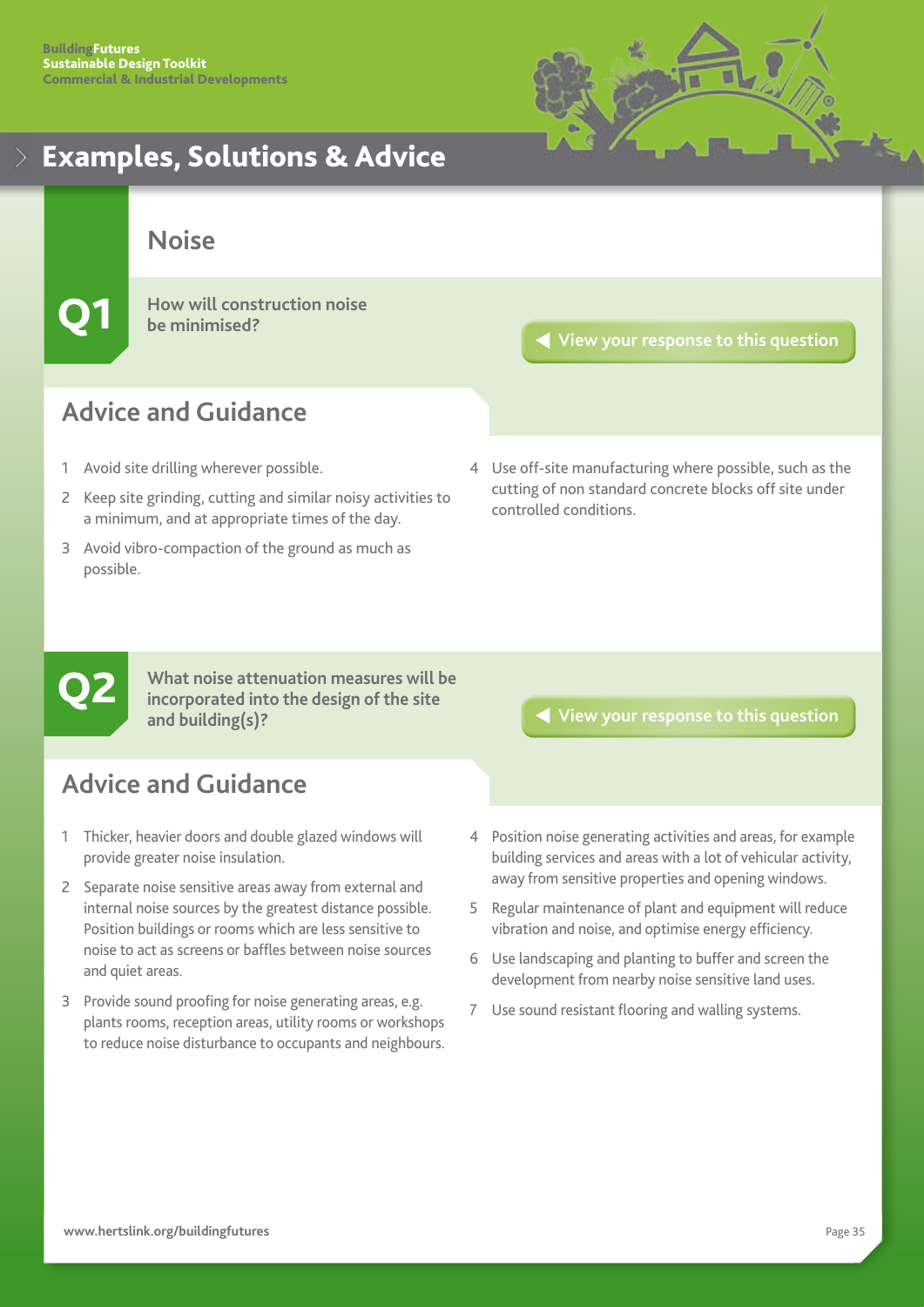# Examples, Solutions & Advice

## Noise

### Q1

**How will construction noise be minimised?**

View your response to this question

### Advice and Guidance

1. Avoid site drilling wherever possible.
2. Keep site grinding, cutting and similar noisy activities to a minimum, and at appropriate times of the day.
3. Avoid vibro-compaction of the ground as much as possible.
4. Use off-site manufacturing where possible, such as the cutting of non standard concrete blocks off site under controlled conditions.

### Q2

**What noise attenuation measures will be incorporated into the design of the site and building(s)?**

View your response to this question

### Advice and Guidance

1. Thicker, heavier doors and double glazed windows will provide greater noise insulation.
2. Separate noise sensitive areas away from external and internal noise sources by the greatest distance possible. Position buildings or rooms which are less sensitive to noise to act as screens or baffles between noise sources and quiet areas.
3. Provide sound proofing for noise generating areas, e.g. plants rooms, reception areas, utility rooms or workshops to reduce noise disturbance to occupants and neighbours.
4. Position noise generating activities and areas, for example building services and areas with a lot of vehicular activity, away from sensitive properties and opening windows.
5. Regular maintenance of plant and equipment will reduce vibration and noise, and optimise energy efficiency.
6. Use landscaping and planting to buffer and screen the development from nearby noise sensitive land uses.
7. Use sound resistant flooring and walling systems.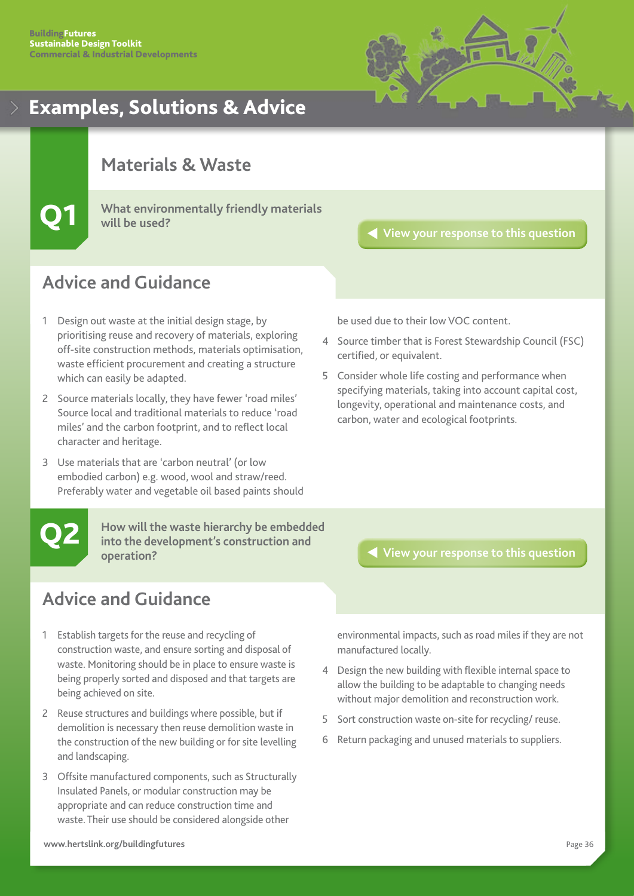# Examples, Solutions & Advice

## Materials & Waste

### Q1

**What environmentally friendly materials will be used?**

View your response to this question

## Advice and Guidance

1. Design out waste at the initial design stage, by prioritising reuse and recovery of materials, exploring off-site construction methods, materials optimisation, waste efficient procurement and creating a structure which can easily be adapted.
2. Source materials locally, they have fewer 'road miles' Source local and traditional materials to reduce 'road miles' and the carbon footprint, and to reflect local character and heritage.
3. Use materials that are 'carbon neutral' (or low embodied carbon) e.g. wood, wool and straw/reed. Preferably water and vegetable oil based paints should be used due to their low VOC content.
4. Source timber that is Forest Stewardship Council (FSC) certified, or equivalent.
5. Consider whole life costing and performance when specifying materials, taking into account capital cost, longevity, operational and maintenance costs, and carbon, water and ecological footprints.

### Q2

**How will the waste hierarchy be embedded into the development's construction and operation?**

View your response to this question

## Advice and Guidance

1. Establish targets for the reuse and recycling of construction waste, and ensure sorting and disposal of waste. Monitoring should be in place to ensure waste is being properly sorted and disposed and that targets are being achieved on site.
2. Reuse structures and buildings where possible, but if demolition is necessary then reuse demolition waste in the construction of the new building or for site levelling and landscaping.
3. Offsite manufactured components, such as Structurally Insulated Panels, or modular construction may be appropriate and can reduce construction time and waste. Their use should be considered alongside other environmental impacts, such as road miles if they are not manufactured locally.
4. Design the new building with flexible internal space to allow the building to be adaptable to changing needs without major demolition and reconstruction work.
5. Sort construction waste on-site for recycling/ reuse.
6. Return packaging and unused materials to suppliers.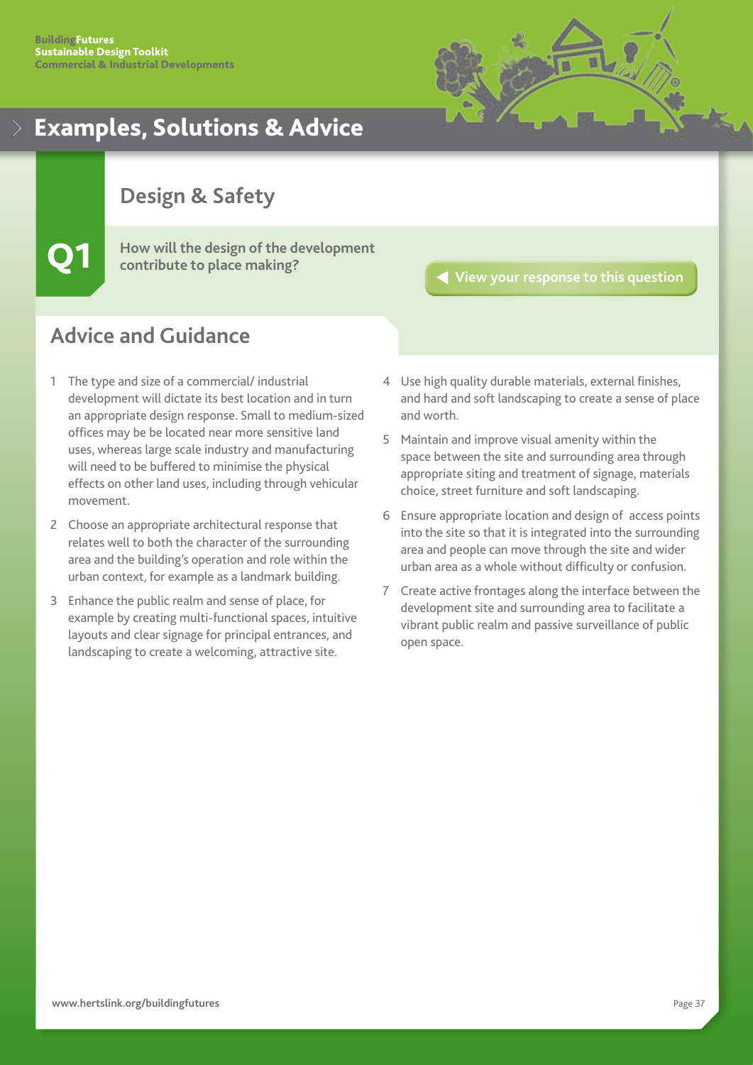# Examples, Solutions & Advice

## Design & Safety

**Q1**

**How will the design of the development contribute to place making?**

View your response to this question

## Advice and Guidance

1. The type and size of a commercial/ industrial development will dictate its best location and in turn an appropriate design response. Small to medium-sized offices may be be located near more sensitive land uses, whereas large scale industry and manufacturing will need to be buffered to minimise the physical effects on other land uses, including through vehicular movement.
2. Choose an appropriate architectural response that relates well to both the character of the surrounding area and the building's operation and role within the urban context, for example as a landmark building.
3. Enhance the public realm and sense of place, for example by creating multi-functional spaces, intuitive layouts and clear signage for principal entrances, and landscaping to create a welcoming, attractive site.
4. Use high quality durable materials, external finishes, and hard and soft landscaping to create a sense of place and worth.
5. Maintain and improve visual amenity within the space between the site and surrounding area through appropriate siting and treatment of signage, materials choice, street furniture and soft landscaping.
6. Ensure appropriate location and design of access points into the site so that it is integrated into the surrounding area and people can move through the site and wider urban area as a whole without difficulty or confusion.
7. Create active frontages along the interface between the development site and surrounding area to facilitate a vibrant public realm and passive surveillance of public open space.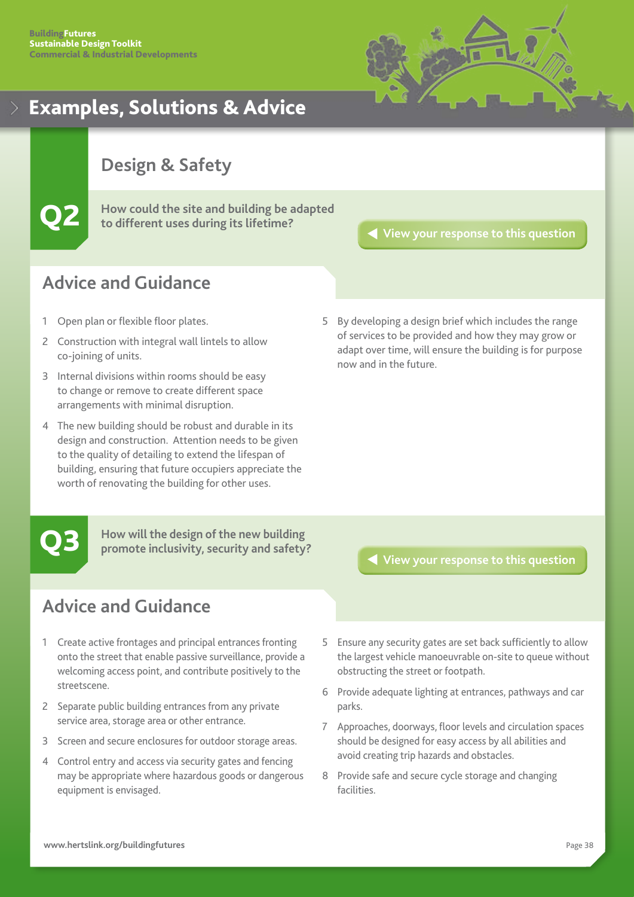# Examples, Solutions & Advice

## Design & Safety

### Q2

**How could the site and building be adapted to different uses during its lifetime?**

◀ View your response to this question

## Advice and Guidance

1. Open plan or flexible floor plates.
2. Construction with integral wall lintels to allow co-joining of units.
3. Internal divisions within rooms should be easy to change or remove to create different space arrangements with minimal disruption.
4. The new building should be robust and durable in its design and construction. Attention needs to be given to the quality of detailing to extend the lifespan of building, ensuring that future occupiers appreciate the worth of renovating the building for other uses.
5. By developing a design brief which includes the range of services to be provided and how they may grow or adapt over time, will ensure the building is for purpose now and in the future.

### Q3

**How will the design of the new building promote inclusivity, security and safety?**

◀ View your response to this question

## Advice and Guidance

1. Create active frontages and principal entrances fronting onto the street that enable passive surveillance, provide a welcoming access point, and contribute positively to the streetscene.
2. Separate public building entrances from any private service area, storage area or other entrance.
3. Screen and secure enclosures for outdoor storage areas.
4. Control entry and access via security gates and fencing may be appropriate where hazardous goods or dangerous equipment is envisaged.
5. Ensure any security gates are set back sufficiently to allow the largest vehicle manoeuvrable on-site to queue without obstructing the street or footpath.
6. Provide adequate lighting at entrances, pathways and car parks.
7. Approaches, doorways, floor levels and circulation spaces should be designed for easy access by all abilities and avoid creating trip hazards and obstacles.
8. Provide safe and secure cycle storage and changing facilities.